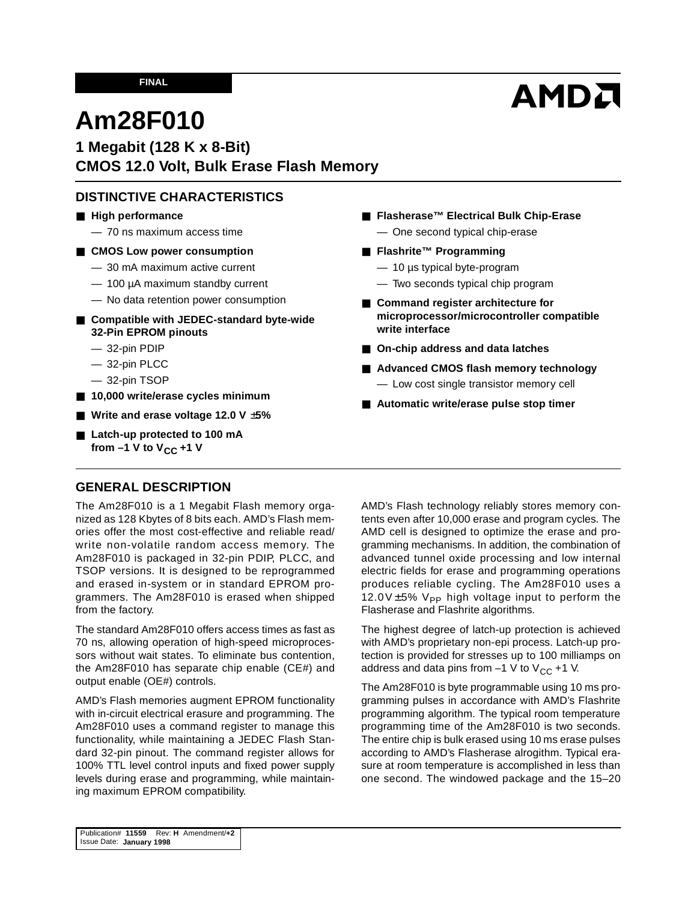FINAL

# Am28F010

## 1 Megabit (128 K x 8-Bit) CMOS 12.0 Volt, Bulk Erase Flash Memory

### DISTINCTIVE CHARACTERISTICS

- **High performance**
  - 70 ns maximum access time
- **CMOS Low power consumption**
  - 30 mA maximum active current
  - 100 µA maximum standby current
  - No data retention power consumption
- **Compatible with JEDEC-standard byte-wide 32-Pin EPROM pinouts**
  - 32-pin PDIP
  - 32-pin PLCC
  - 32-pin TSOP
- **10,000 write/erase cycles minimum**
- **Write and erase voltage 12.0 V ±5%**
- **Latch-up protected to 100 mA from –1 V to $V_{CC}$ +1 V**
- **Flasherase™ Electrical Bulk Chip-Erase**
  - One second typical chip-erase
- **Flashrite™ Programming**
  - 10 µs typical byte-program
  - Two seconds typical chip program
- **Command register architecture for microprocessor/microcontroller compatible write interface**
- **On-chip address and data latches**
- **Advanced CMOS flash memory technology**
  - Low cost single transistor memory cell
- **Automatic write/erase pulse stop timer**

### GENERAL DESCRIPTION

The Am28F010 is a 1 Megabit Flash memory organized as 128 Kbytes of 8 bits each. AMD's Flash memories offer the most cost-effective and reliable read/write non-volatile random access memory. The Am28F010 is packaged in 32-pin PDIP, PLCC, and TSOP versions. It is designed to be reprogrammed and erased in-system or in standard EPROM programmers. The Am28F010 is erased when shipped from the factory.

The standard Am28F010 offers access times as fast as 70 ns, allowing operation of high-speed microprocessors without wait states. To eliminate bus contention, the Am28F010 has separate chip enable (CE#) and output enable (OE#) controls.

AMD's Flash memories augment EPROM functionality with in-circuit electrical erasure and programming. The Am28F010 uses a command register to manage this functionality, while maintaining a JEDEC Flash Standard 32-pin pinout. The command register allows for 100% TTL level control inputs and fixed power supply levels during erase and programming, while maintaining maximum EPROM compatibility.

AMD's Flash technology reliably stores memory contents even after 10,000 erase and program cycles. The AMD cell is designed to optimize the erase and programming mechanisms. In addition, the combination of advanced tunnel oxide processing and low internal electric fields for erase and programming operations produces reliable cycling. The Am28F010 uses a 12.0V±5% $V_{PP}$ high voltage input to perform the Flasherase and Flashrite algorithms.

The highest degree of latch-up protection is achieved with AMD's proprietary non-epi process. Latch-up protection is provided for stresses up to 100 milliamps on address and data pins from –1 V to $V_{CC}$ +1 V.

The Am28F010 is byte programmable using 10 ms programming pulses in accordance with AMD's Flashrite programming algorithm. The typical room temperature programming time of the Am28F010 is two seconds. The entire chip is bulk erased using 10 ms erase pulses according to AMD's Flasherase alrogithm. Typical erasure at room temperature is accomplished in less than one second. The windowed package and the 15–20

Publication# 11559 Rev: H Amendment/+2
Issue Date: January 1998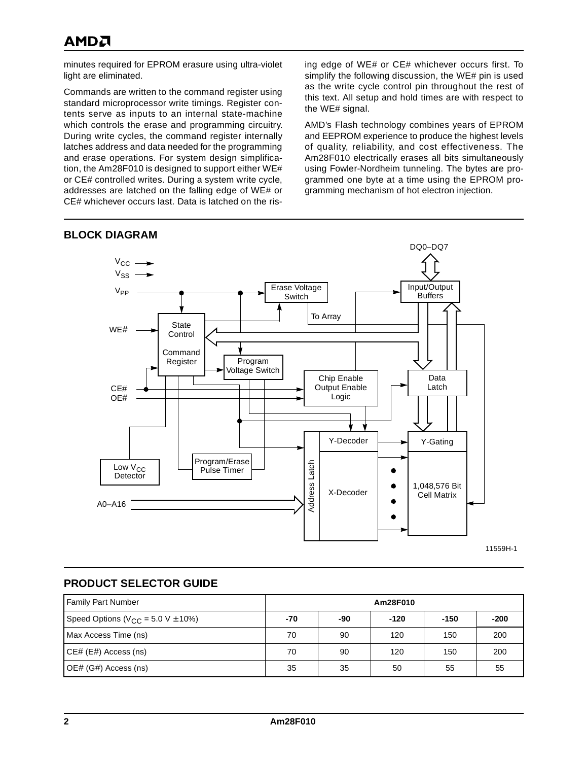minutes required for EPROM erasure using ultra-violet light are eliminated.

Commands are written to the command register using standard microprocessor write timings. Register contents serve as inputs to an internal state-machine which controls the erase and programming circuitry. During write cycles, the command register internally latches address and data needed for the programming and erase operations. For system design simplification, the Am28F010 is designed to support either WE# or CE# controlled writes. During a system write cycle, addresses are latched on the falling edge of WE# or CE# whichever occurs last. Data is latched on the rising edge of WE# or CE# whichever occurs first. To simplify the following discussion, the WE# pin is used as the write cycle control pin throughout the rest of this text. All setup and hold times are with respect to the WE# signal.

AMD's Flash technology combines years of EPROM and EEPROM experience to produce the highest levels of quality, reliability, and cost effectiveness. The Am28F010 electrically erases all bits simultaneously using Fowler-Nordheim tunneling. The bytes are programmed one byte at a time using the EPROM programming mechanism of hot electron injection.

## BLOCK DIAGRAM

DQ0–DQ7

$V_{CC}$

$V_{SS}$

$V_{PP}$

Erase Voltage Switch

Input/Output Buffers

To Array

WE#

State Control

Command Register

Program Voltage Switch

Chip Enable Output Enable Logic

Data Latch

CE#

OE#

Y-Decoder

Y-Gating

Address Latch

Low $V_{CC}$ Detector

Program/Erase Pulse Timer

X-Decoder

1,048,576 Bit Cell Matrix

A0–A16

11559H-1

## PRODUCT SELECTOR GUIDE

| Family Part Number | Am28F010 | | | | |
|---|---|---|---|---|---|
| Speed Options ($V_{CC}$ = 5.0 V ±10%) | **-70** | **-90** | **-120** | **-150** | **-200** |
| Max Access Time (ns) | 70 | 90 | 120 | 150 | 200 |
| CE# (E#) Access (ns) | 70 | 90 | 120 | 150 | 200 |
| OE# (G#) Access (ns) | 35 | 35 | 50 | 55 | 55 |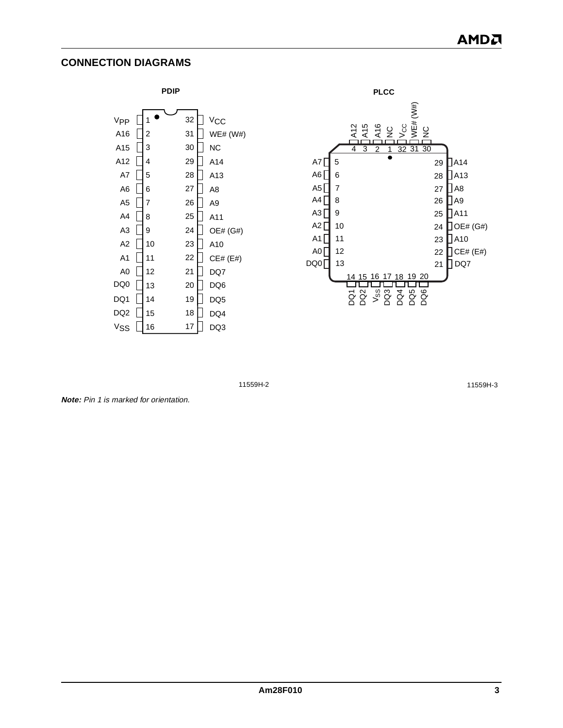## CONNECTION DIAGRAMS

**PDIP**

| Signal | Pin | Pin | Signal |
|---|---|---|---|
| $V_{PP}$ | 1 | 32 | $V_{CC}$ |
| A16 | 2 | 31 | WE# (W#) |
| A15 | 3 | 30 | NC |
| A12 | 4 | 29 | A14 |
| A7 | 5 | 28 | A13 |
| A6 | 6 | 27 | A8 |
| A5 | 7 | 26 | A9 |
| A4 | 8 | 25 | A11 |
| A3 | 9 | 24 | OE# (G#) |
| A2 | 10 | 23 | A10 |
| A1 | 11 | 22 | CE# (E#) |
| A0 | 12 | 21 | DQ7 |
| DQ0 | 13 | 20 | DQ6 |
| DQ1 | 14 | 19 | DQ5 |
| DQ2 | 15 | 18 | DQ4 |
| $V_{SS}$ | 16 | 17 | DQ3 |

11559H-2

**PLCC**

A12 4, A15 3, A16 2, NC 1, $V_{CC}$ 32, WE# (W#) 31, NC 30

A7 5, A6 6, A5 7, A4 8, A3 9, A2 10, A1 11, A0 12, DQ0 13

29 A14, 28 A13, 27 A8, 26 A9, 25 A11, 24 OE# (G#), 23 A10, 22 CE# (E#), 21 DQ7

14 DQ1, 15 DQ2, 16 $V_{SS}$, 17 DQ3, 18 DQ4, 19 DQ5, 20 DQ6

11559H-3

***Note:*** *Pin 1 is marked for orientation.*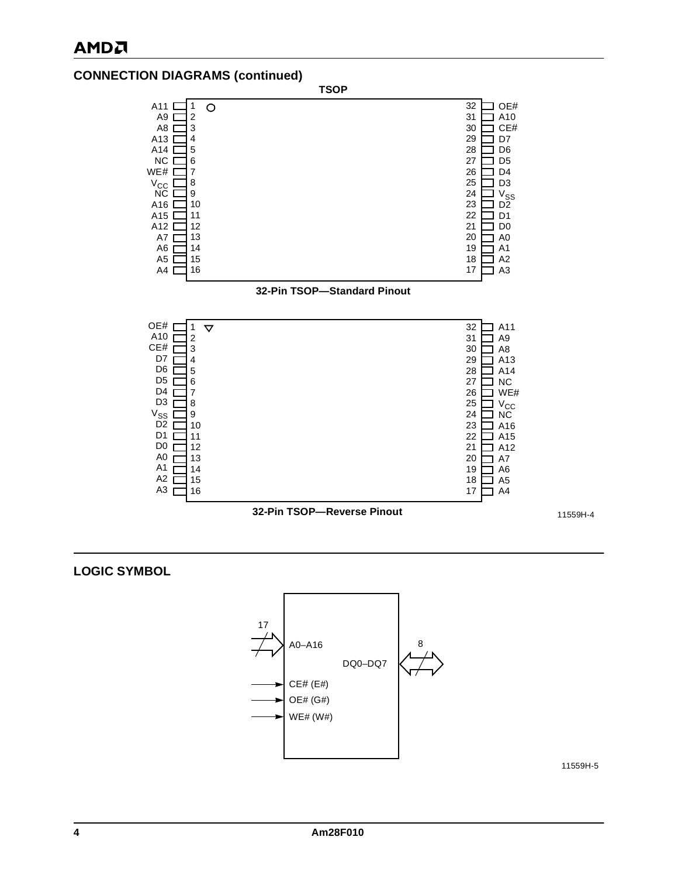## CONNECTION DIAGRAMS (continued)

TSOP

A11 1
A9 2
A8 3
A13 4
A14 5
NC 6
WE# 7
$V_{CC}$ 8
NC 9
A16 10
A15 11
A12 12
A7 13
A6 14
A5 15
A4 16
32 OE#
31 A10
30 CE#
29 D7
28 D6
27 D5
26 D4
25 D3
24 $V_{SS}$
23 D2
22 D1
21 D0
20 A0
19 A1
18 A2
17 A3

**32-Pin TSOP—Standard Pinout**

OE# 1
A10 2
CE# 3
D7 4
D6 5
D5 6
D4 7
D3 8
$V_{SS}$ 9
D2 10
D1 11
D0 12
A0 13
A1 14
A2 15
A3 16
32 A11
31 A9
30 A8
29 A13
28 A14
27 NC
26 WE#
25 $V_{CC}$
24 NC
23 A16
22 A15
21 A12
20 A7
19 A6
18 A5
17 A4

**32-Pin TSOP—Reverse Pinout**

11559H-4

## LOGIC SYMBOL

17
A0–A16
DQ0–DQ7
8
CE# (E#)
OE# (G#)
WE# (W#)

11559H-5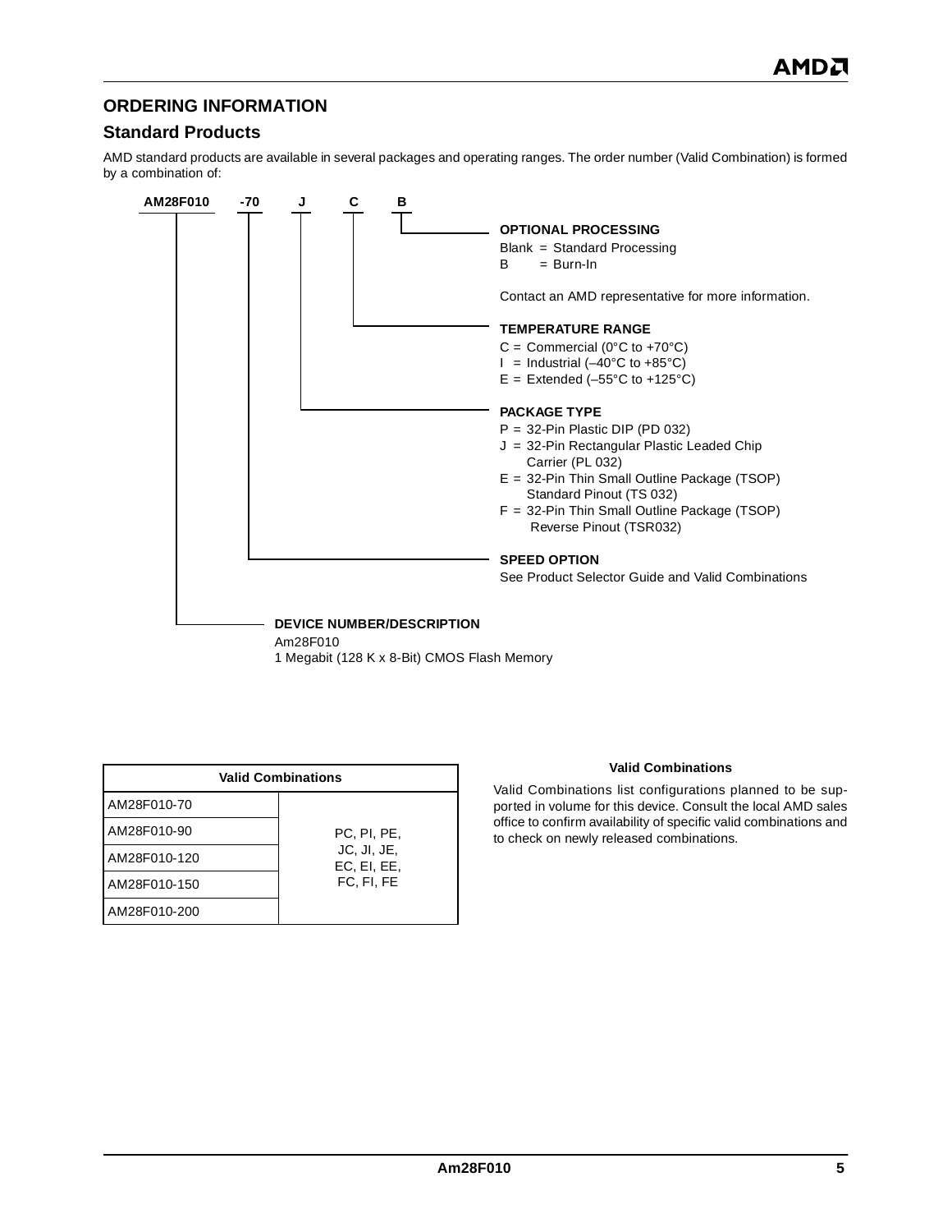## ORDERING INFORMATION

### Standard Products

AMD standard products are available in several packages and operating ranges. The order number (Valid Combination) is formed by a combination of:

**AM28F010 -70 J C B**

**OPTIONAL PROCESSING**
Blank = Standard Processing
B = Burn-In

Contact an AMD representative for more information.

**TEMPERATURE RANGE**
C = Commercial (0°C to +70°C)
I = Industrial (–40°C to +85°C)
E = Extended (–55°C to +125°C)

**PACKAGE TYPE**
P = 32-Pin Plastic DIP (PD 032)
J = 32-Pin Rectangular Plastic Leaded Chip Carrier (PL 032)
E = 32-Pin Thin Small Outline Package (TSOP) Standard Pinout (TS 032)
F = 32-Pin Thin Small Outline Package (TSOP) Reverse Pinout (TSR032)

**SPEED OPTION**
See Product Selector Guide and Valid Combinations

**DEVICE NUMBER/DESCRIPTION**
Am28F010
1 Megabit (128 K x 8-Bit) CMOS Flash Memory

| Valid Combinations | |
|---|---|
| AM28F010-70 | PC, PI, PE, JC, JI, JE, EC, EI, EE, FC, FI, FE |
| AM28F010-90 | |
| AM28F010-120 | |
| AM28F010-150 | |
| AM28F010-200 | |

**Valid Combinations**

Valid Combinations list configurations planned to be supported in volume for this device. Consult the local AMD sales office to confirm availability of specific valid combinations and to check on newly released combinations.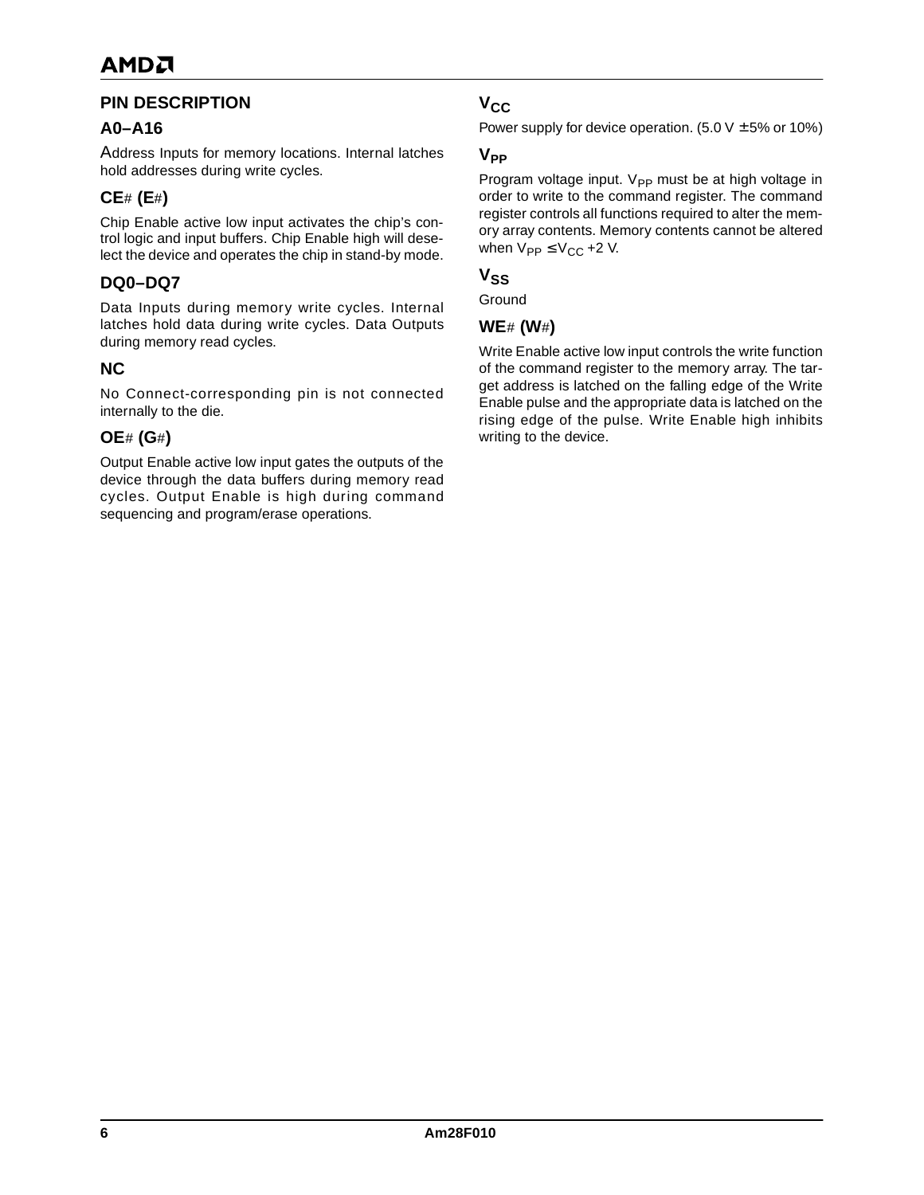## PIN DESCRIPTION

### A0–A16

Address Inputs for memory locations. Internal latches hold addresses during write cycles.

### CE# (E#)

Chip Enable active low input activates the chip's control logic and input buffers. Chip Enable high will deselect the device and operates the chip in stand-by mode.

### DQ0–DQ7

Data Inputs during memory write cycles. Internal latches hold data during write cycles. Data Outputs during memory read cycles.

### NC

No Connect-corresponding pin is not connected internally to the die.

### OE# (G#)

Output Enable active low input gates the outputs of the device through the data buffers during memory read cycles. Output Enable is high during command sequencing and program/erase operations.

### $V_{CC}$

Power supply for device operation. (5.0 V ± 5% or 10%)

### $V_{PP}$

Program voltage input. $V_{PP}$ must be at high voltage in order to write to the command register. The command register controls all functions required to alter the memory array contents. Memory contents cannot be altered when $V_{PP} \leq V_{CC}$ +2 V.

### $V_{SS}$

Ground

### WE# (W#)

Write Enable active low input controls the write function of the command register to the memory array. The target address is latched on the falling edge of the Write Enable pulse and the appropriate data is latched on the rising edge of the pulse. Write Enable high inhibits writing to the device.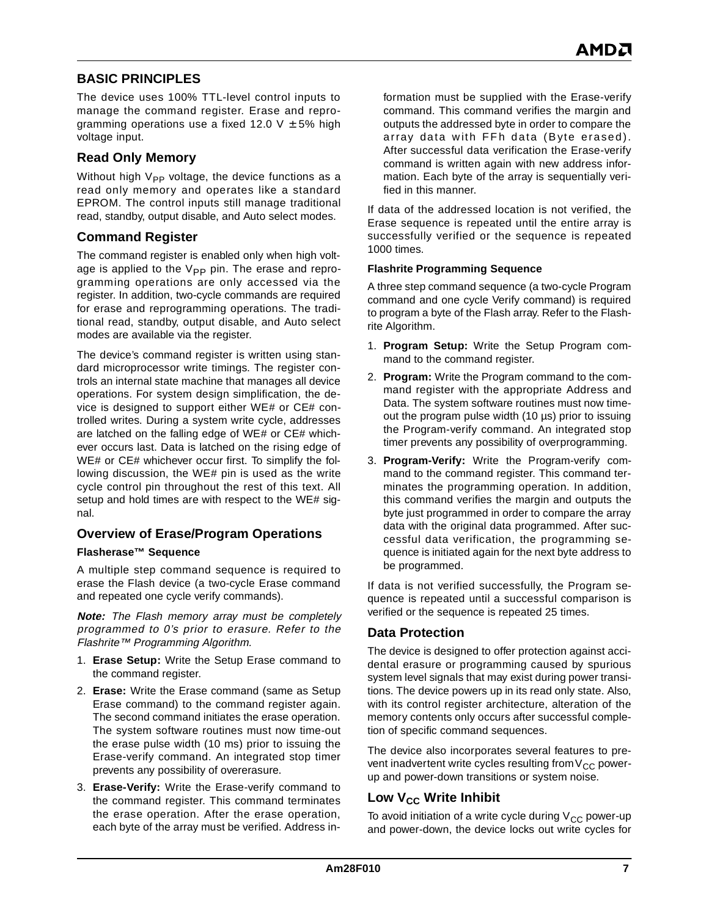## BASIC PRINCIPLES

The device uses 100% TTL-level control inputs to manage the command register. Erase and reprogramming operations use a fixed 12.0 V ± 5% high voltage input.

### Read Only Memory

Without high $V_{PP}$ voltage, the device functions as a read only memory and operates like a standard EPROM. The control inputs still manage traditional read, standby, output disable, and Auto select modes.

### Command Register

The command register is enabled only when high voltage is applied to the $V_{PP}$ pin. The erase and reprogramming operations are only accessed via the register. In addition, two-cycle commands are required for erase and reprogramming operations. The traditional read, standby, output disable, and Auto select modes are available via the register.

The device's command register is written using standard microprocessor write timings. The register controls an internal state machine that manages all device operations. For system design simplification, the device is designed to support either WE# or CE# controlled writes. During a system write cycle, addresses are latched on the falling edge of WE# or CE# whichever occurs last. Data is latched on the rising edge of WE# or CE# whichever occur first. To simplify the following discussion, the WE# pin is used as the write cycle control pin throughout the rest of this text. All setup and hold times are with respect to the WE# signal.

### Overview of Erase/Program Operations

#### Flasherase™ Sequence

A multiple step command sequence is required to erase the Flash device (a two-cycle Erase command and repeated one cycle verify commands).

***Note:*** *The Flash memory array must be completely programmed to 0's prior to erasure. Refer to the Flashrite™ Programming Algorithm.*

1. **Erase Setup:** Write the Setup Erase command to the command register.
2. **Erase:** Write the Erase command (same as Setup Erase command) to the command register again. The second command initiates the erase operation. The system software routines must now time-out the erase pulse width (10 ms) prior to issuing the Erase-verify command. An integrated stop timer prevents any possibility of overerasure.
3. **Erase-Verify:** Write the Erase-verify command to the command register. This command terminates the erase operation. After the erase operation, each byte of the array must be verified. Address information must be supplied with the Erase-verify command. This command verifies the margin and outputs the addressed byte in order to compare the array data with FFh data (Byte erased). After successful data verification the Erase-verify command is written again with new address information. Each byte of the array is sequentially verified in this manner.

If data of the addressed location is not verified, the Erase sequence is repeated until the entire array is successfully verified or the sequence is repeated 1000 times.

#### Flashrite Programming Sequence

A three step command sequence (a two-cycle Program command and one cycle Verify command) is required to program a byte of the Flash array. Refer to the Flashrite Algorithm.

1. **Program Setup:** Write the Setup Program command to the command register.
2. **Program:** Write the Program command to the command register with the appropriate Address and Data. The system software routines must now timeout the program pulse width (10 µs) prior to issuing the Program-verify command. An integrated stop timer prevents any possibility of overprogramming.
3. **Program-Verify:** Write the Program-verify command to the command register. This command terminates the programming operation. In addition, this command verifies the margin and outputs the byte just programmed in order to compare the array data with the original data programmed. After successful data verification, the programming sequence is initiated again for the next byte address to be programmed.

If data is not verified successfully, the Program sequence is repeated until a successful comparison is verified or the sequence is repeated 25 times.

### Data Protection

The device is designed to offer protection against accidental erasure or programming caused by spurious system level signals that may exist during power transitions. The device powers up in its read only state. Also, with its control register architecture, alteration of the memory contents only occurs after successful completion of specific command sequences.

The device also incorporates several features to prevent inadvertent write cycles resulting from $V_{CC}$ power-up and power-down transitions or system noise.

### Low $V_{CC}$ Write Inhibit

To avoid initiation of a write cycle during $V_{CC}$ power-up and power-down, the device locks out write cycles for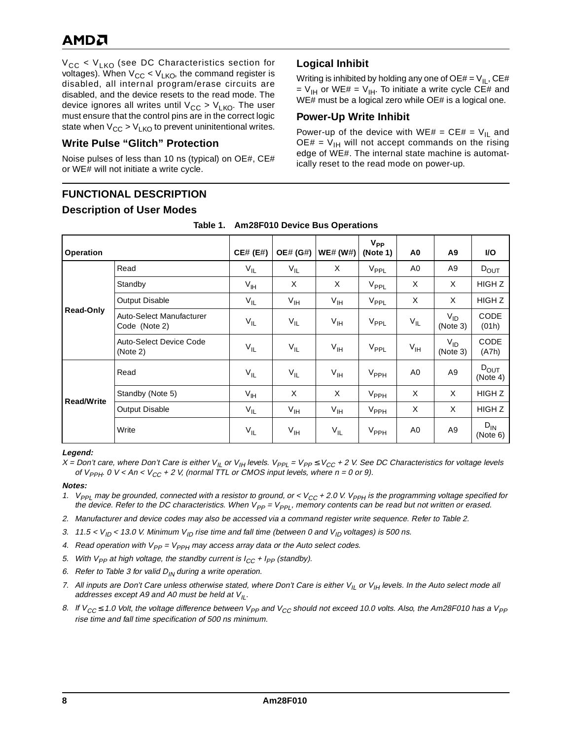$V_{CC} < V_{LKO}$ (see DC Characteristics section for voltages). When $V_{CC} < V_{LKO}$, the command register is disabled, all internal program/erase circuits are disabled, and the device resets to the read mode. The device ignores all writes until $V_{CC} > V_{LKO}$. The user must ensure that the control pins are in the correct logic state when $V_{CC} > V_{LKO}$ to prevent unininitentional writes.

### Write Pulse "Glitch" Protection

Noise pulses of less than 10 ns (typical) on OE#, CE# or WE# will not initiate a write cycle.

### Logical Inhibit

Writing is inhibited by holding any one of OE# = $V_{IL}$, CE# = $V_{IH}$ or WE# = $V_{IH}$. To initiate a write cycle CE# and WE# must be a logical zero while OE# is a logical one.

### Power-Up Write Inhibit

Power-up of the device with WE# = CE# = $V_{IL}$ and OE# = $V_{IH}$ will not accept commands on the rising edge of WE#. The internal state machine is automatically reset to the read mode on power-up.

## FUNCTIONAL DESCRIPTION

### Description of User Modes

**Table 1. Am28F010 Device Bus Operations**

| Operation | | CE# (E#) | OE# (G#) | WE# (W#) | $V_{PP}$ (Note 1) | A0 | A9 | I/O |
|---|---|---|---|---|---|---|---|---|
| Read-Only | Read | $V_{IL}$ | $V_{IL}$ | X | $V_{PPL}$ | A0 | A9 | $D_{OUT}$ |
| | Standby | $V_{IH}$ | X | X | $V_{PPL}$ | X | X | HIGH Z |
| | Output Disable | $V_{IL}$ | $V_{IH}$ | $V_{IH}$ | $V_{PPL}$ | X | X | HIGH Z |
| | Auto-Select Manufacturer Code (Note 2) | $V_{IL}$ | $V_{IL}$ | $V_{IH}$ | $V_{PPL}$ | $V_{IL}$ | $V_{ID}$ (Note 3) | CODE (01h) |
| | Auto-Select Device Code (Note 2) | $V_{IL}$ | $V_{IL}$ | $V_{IH}$ | $V_{PPL}$ | $V_{IH}$ | $V_{ID}$ (Note 3) | CODE (A7h) |
| Read/Write | Read | $V_{IL}$ | $V_{IL}$ | $V_{IH}$ | $V_{PPH}$ | A0 | A9 | $D_{OUT}$ (Note 4) |
| | Standby (Note 5) | $V_{IH}$ | X | X | $V_{PPH}$ | X | X | HIGH Z |
| | Output Disable | $V_{IL}$ | $V_{IH}$ | $V_{IH}$ | $V_{PPH}$ | X | X | HIGH Z |
| | Write | $V_{IL}$ | $V_{IH}$ | $V_{IL}$ | $V_{PPH}$ | A0 | A9 | $D_{IN}$ (Note 6) |

***Legend:***

*X = Don't care, where Don't Care is either $V_{IL}$ or $V_{IH}$ levels. $V_{PPL} = V_{PP} \leq V_{CC} + 2$ V. See DC Characteristics for voltage levels of $V_{PPH}$. 0 V < An < $V_{CC}$ + 2 V, (normal TTL or CMOS input levels, where n = 0 or 9).*

***Notes:***

1. *$V_{PPL}$ may be grounded, connected with a resistor to ground, or < $V_{CC}$ + 2.0 V. $V_{PPH}$ is the programming voltage specified for the device. Refer to the DC characteristics. When $V_{PP} = V_{PPL}$, memory contents can be read but not written or erased.*
2. *Manufacturer and device codes may also be accessed via a command register write sequence. Refer to Table 2.*
3. *11.5 < $V_{ID}$ < 13.0 V. Minimum $V_{ID}$ rise time and fall time (between 0 and $V_{ID}$ voltages) is 500 ns.*
4. *Read operation with $V_{PP} = V_{PPH}$ may access array data or the Auto select codes.*
5. *With $V_{PP}$ at high voltage, the standby current is $I_{CC} + I_{PP}$ (standby).*
6. *Refer to Table 3 for valid $D_{IN}$ during a write operation.*
7. *All inputs are Don't Care unless otherwise stated, where Don't Care is either $V_{IL}$ or $V_{IH}$ levels. In the Auto select mode all addresses except A9 and A0 must be held at $V_{IL}$.*
8. *If $V_{CC} \leq 1.0$ Volt, the voltage difference between $V_{PP}$ and $V_{CC}$ should not exceed 10.0 volts. Also, the Am28F010 has a $V_{PP}$ rise time and fall time specification of 500 ns minimum.*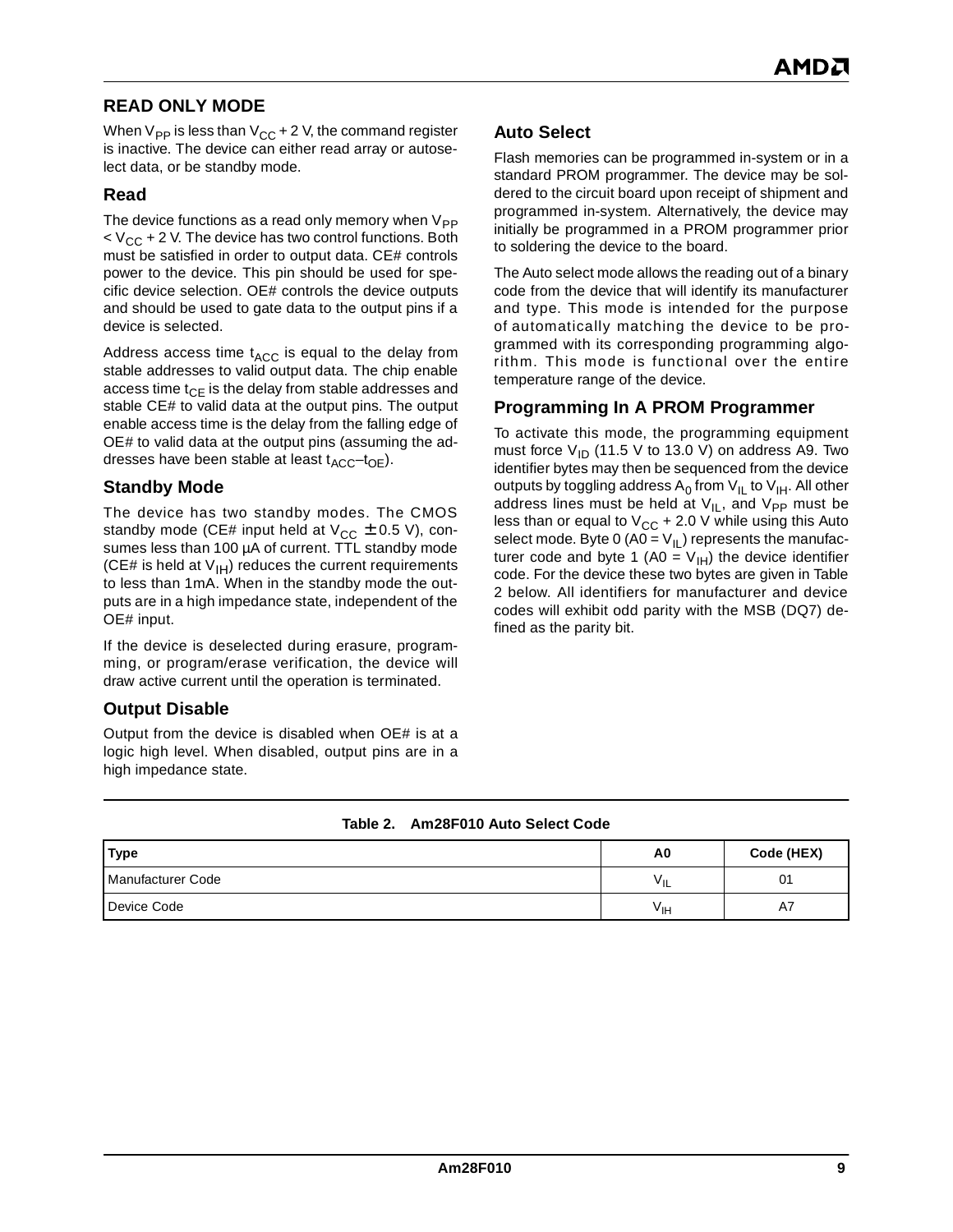## READ ONLY MODE

When $V_{PP}$ is less than $V_{CC}$ + 2 V, the command register is inactive. The device can either read array or autoselect data, or be standby mode.

### Read

The device functions as a read only memory when $V_{PP}$ < $V_{CC}$ + 2 V. The device has two control functions. Both must be satisfied in order to output data. CE# controls power to the device. This pin should be used for specific device selection. OE# controls the device outputs and should be used to gate data to the output pins if a device is selected.

Address access time $t_{ACC}$ is equal to the delay from stable addresses to valid output data. The chip enable access time $t_{CE}$ is the delay from stable addresses and stable CE# to valid data at the output pins. The output enable access time is the delay from the falling edge of OE# to valid data at the output pins (assuming the addresses have been stable at least $t_{ACC}$–$t_{OE}$).

### Standby Mode

The device has two standby modes. The CMOS standby mode (CE# input held at $V_{CC}$ ± 0.5 V), consumes less than 100 µA of current. TTL standby mode (CE# is held at $V_{IH}$) reduces the current requirements to less than 1mA. When in the standby mode the outputs are in a high impedance state, independent of the OE# input.

If the device is deselected during erasure, programming, or program/erase verification, the device will draw active current until the operation is terminated.

### Output Disable

Output from the device is disabled when OE# is at a logic high level. When disabled, output pins are in a high impedance state.

### Auto Select

Flash memories can be programmed in-system or in a standard PROM programmer. The device may be soldered to the circuit board upon receipt of shipment and programmed in-system. Alternatively, the device may initially be programmed in a PROM programmer prior to soldering the device to the board.

The Auto select mode allows the reading out of a binary code from the device that will identify its manufacturer and type. This mode is intended for the purpose of automatically matching the device to be programmed with its corresponding programming algorithm. This mode is functional over the entire temperature range of the device.

### Programming In A PROM Programmer

To activate this mode, the programming equipment must force $V_{ID}$ (11.5 V to 13.0 V) on address A9. Two identifier bytes may then be sequenced from the device outputs by toggling address $A_0$ from $V_{IL}$ to $V_{IH}$. All other address lines must be held at $V_{IL}$, and $V_{PP}$ must be less than or equal to $V_{CC}$ + 2.0 V while using this Auto select mode. Byte 0 (A0 = $V_{IL}$) represents the manufacturer code and byte 1 (A0 = $V_{IH}$) the device identifier code. For the device these two bytes are given in Table 2 below. All identifiers for manufacturer and device codes will exhibit odd parity with the MSB (DQ7) defined as the parity bit.

**Table 2. Am28F010 Auto Select Code**

| Type | A0 | Code (HEX) |
|---|---|---|
| Manufacturer Code | $V_{IL}$ | 01 |
| Device Code | $V_{IH}$ | A7 |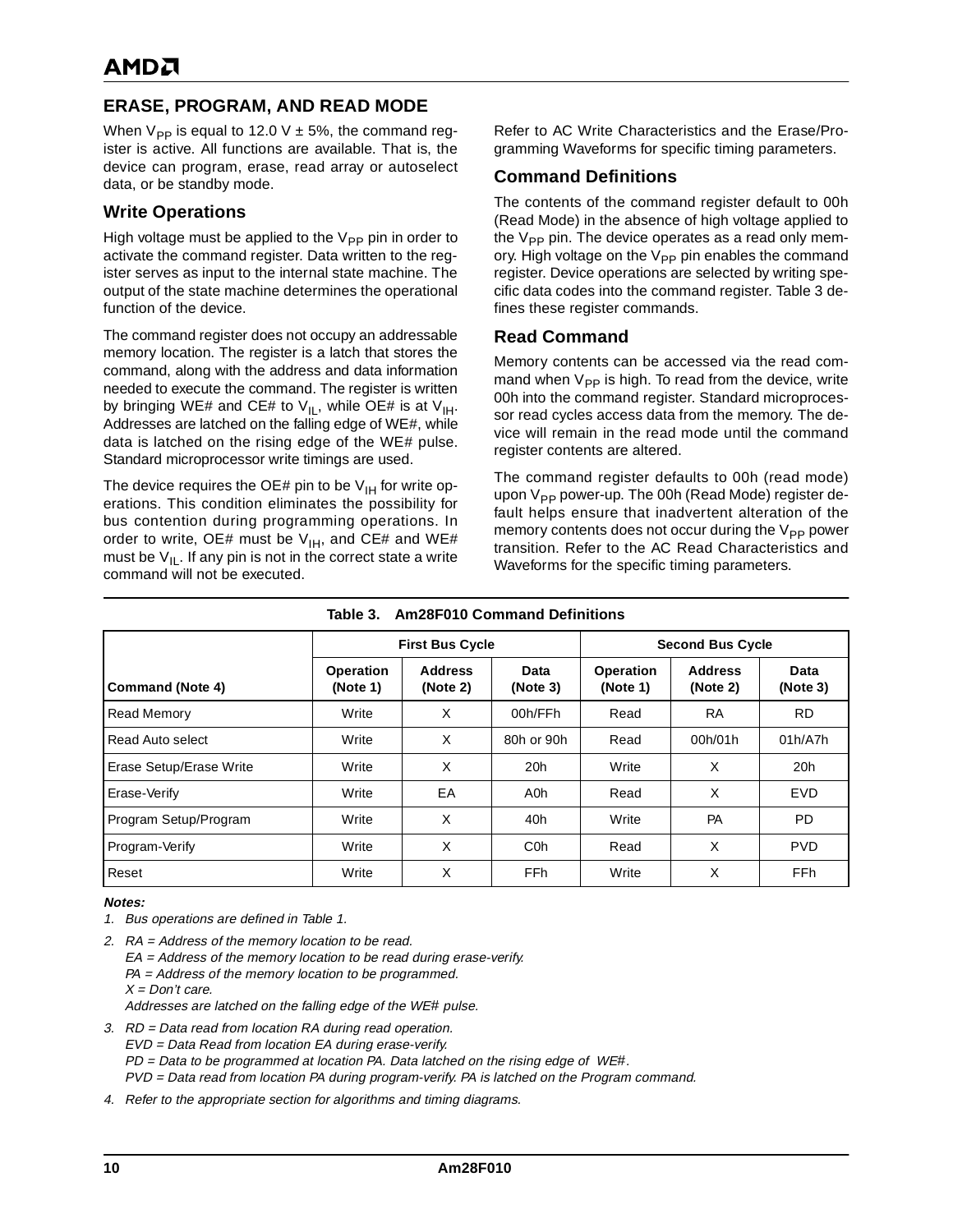## ERASE, PROGRAM, AND READ MODE

When $V_{PP}$ is equal to 12.0 V ± 5%, the command register is active. All functions are available. That is, the device can program, erase, read array or autoselect data, or be standby mode.

### Write Operations

High voltage must be applied to the $V_{PP}$ pin in order to activate the command register. Data written to the register serves as input to the internal state machine. The output of the state machine determines the operational function of the device.

The command register does not occupy an addressable memory location. The register is a latch that stores the command, along with the address and data information needed to execute the command. The register is written by bringing WE# and CE# to $V_{IL}$, while OE# is at $V_{IH}$. Addresses are latched on the falling edge of WE#, while data is latched on the rising edge of the WE# pulse. Standard microprocessor write timings are used.

The device requires the OE# pin to be $V_{IH}$ for write operations. This condition eliminates the possibility for bus contention during programming operations. In order to write, OE# must be $V_{IH}$, and CE# and WE# must be $V_{IL}$. If any pin is not in the correct state a write command will not be executed.

Refer to AC Write Characteristics and the Erase/Programming Waveforms for specific timing parameters.

### Command Definitions

The contents of the command register default to 00h (Read Mode) in the absence of high voltage applied to the $V_{PP}$ pin. The device operates as a read only memory. High voltage on the $V_{PP}$ pin enables the command register. Device operations are selected by writing specific data codes into the command register. Table 3 defines these register commands.

### Read Command

Memory contents can be accessed via the read command when $V_{PP}$ is high. To read from the device, write 00h into the command register. Standard microprocessor read cycles access data from the memory. The device will remain in the read mode until the command register contents are altered.

The command register defaults to 00h (read mode) upon $V_{PP}$ power-up. The 00h (Read Mode) register default helps ensure that inadvertent alteration of the memory contents does not occur during the $V_{PP}$ power transition. Refer to the AC Read Characteristics and Waveforms for the specific timing parameters.

**Table 3. Am28F010 Command Definitions**

| | First Bus Cycle | | | Second Bus Cycle | | |
|---|---|---|---|---|---|---|
| **Command (Note 4)** | **Operation (Note 1)** | **Address (Note 2)** | **Data (Note 3)** | **Operation (Note 1)** | **Address (Note 2)** | **Data (Note 3)** |
| Read Memory | Write | X | 00h/FFh | Read | RA | RD |
| Read Auto select | Write | X | 80h or 90h | Read | 00h/01h | 01h/A7h |
| Erase Setup/Erase Write | Write | X | 20h | Write | X | 20h |
| Erase-Verify | Write | EA | A0h | Read | X | EVD |
| Program Setup/Program | Write | X | 40h | Write | PA | PD |
| Program-Verify | Write | X | C0h | Read | X | PVD |
| Reset | Write | X | FFh | Write | X | FFh |

***Notes:***

1. *Bus operations are defined in Table 1.*
2. *RA = Address of the memory location to be read.*
   *EA = Address of the memory location to be read during erase-verify.*
   *PA = Address of the memory location to be programmed.*
   *X = Don't care.*
   *Addresses are latched on the falling edge of the WE# pulse.*
3. *RD = Data read from location RA during read operation.*
   *EVD = Data Read from location EA during erase-verify.*
   *PD = Data to be programmed at location PA. Data latched on the rising edge of WE#.*
   *PVD = Data read from location PA during program-verify. PA is latched on the Program command.*
4. *Refer to the appropriate section for algorithms and timing diagrams.*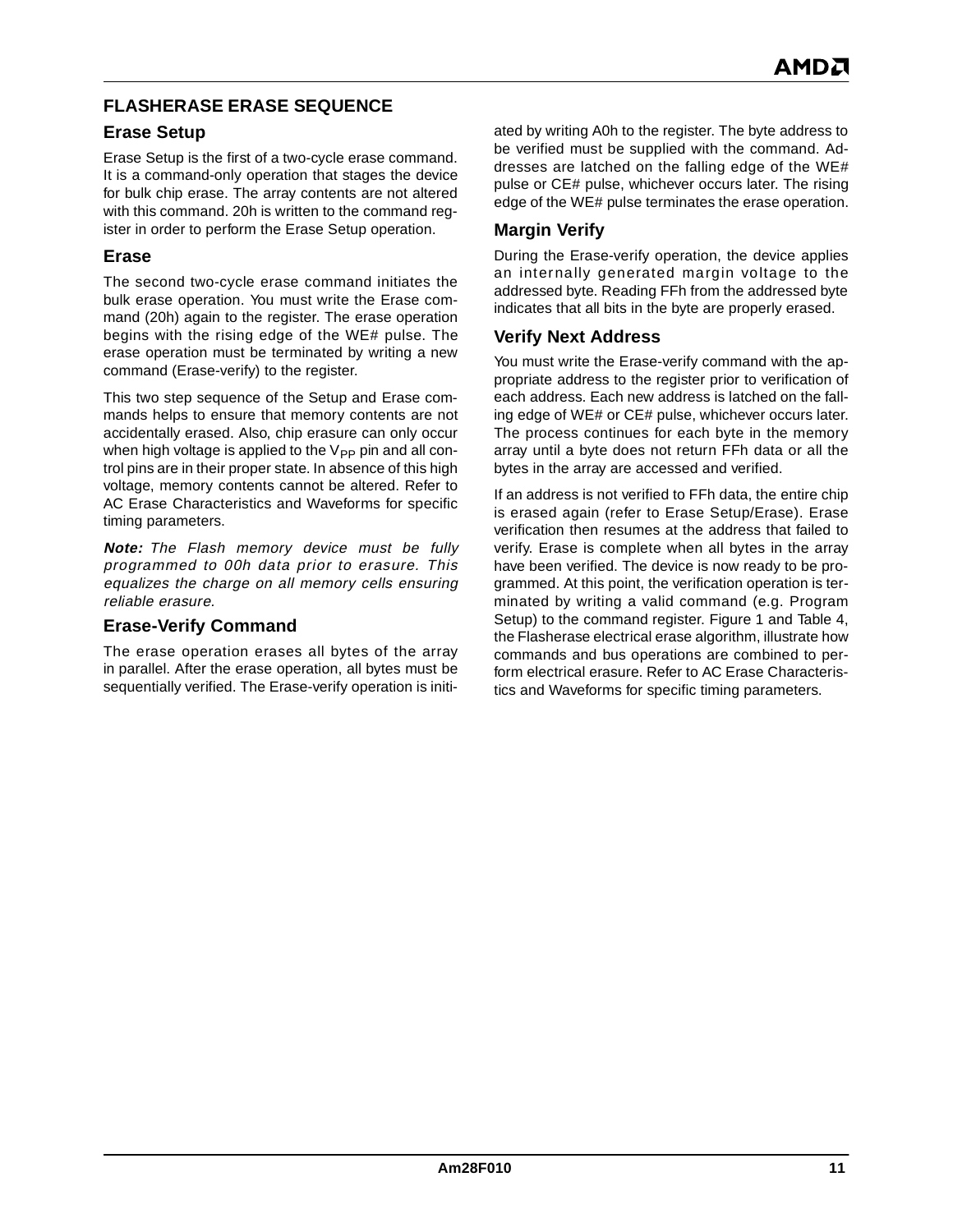## FLASHERASE ERASE SEQUENCE

### Erase Setup

Erase Setup is the first of a two-cycle erase command. It is a command-only operation that stages the device for bulk chip erase. The array contents are not altered with this command. 20h is written to the command register in order to perform the Erase Setup operation.

### Erase

The second two-cycle erase command initiates the bulk erase operation. You must write the Erase command (20h) again to the register. The erase operation begins with the rising edge of the WE# pulse. The erase operation must be terminated by writing a new command (Erase-verify) to the register.

This two step sequence of the Setup and Erase commands helps to ensure that memory contents are not accidentally erased. Also, chip erasure can only occur when high voltage is applied to the $V_{PP}$ pin and all control pins are in their proper state. In absence of this high voltage, memory contents cannot be altered. Refer to AC Erase Characteristics and Waveforms for specific timing parameters.

***Note:*** *The Flash memory device must be fully programmed to 00h data prior to erasure. This equalizes the charge on all memory cells ensuring reliable erasure.*

### Erase-Verify Command

The erase operation erases all bytes of the array in parallel. After the erase operation, all bytes must be sequentially verified. The Erase-verify operation is initiated by writing A0h to the register. The byte address to be verified must be supplied with the command. Addresses are latched on the falling edge of the WE# pulse or CE# pulse, whichever occurs later. The rising edge of the WE# pulse terminates the erase operation.

### Margin Verify

During the Erase-verify operation, the device applies an internally generated margin voltage to the addressed byte. Reading FFh from the addressed byte indicates that all bits in the byte are properly erased.

### Verify Next Address

You must write the Erase-verify command with the appropriate address to the register prior to verification of each address. Each new address is latched on the falling edge of WE# or CE# pulse, whichever occurs later. The process continues for each byte in the memory array until a byte does not return FFh data or all the bytes in the array are accessed and verified.

If an address is not verified to FFh data, the entire chip is erased again (refer to Erase Setup/Erase). Erase verification then resumes at the address that failed to verify. Erase is complete when all bytes in the array have been verified. The device is now ready to be programmed. At this point, the verification operation is terminated by writing a valid command (e.g. Program Setup) to the command register. Figure 1 and Table 4, the Flasherase electrical erase algorithm, illustrate how commands and bus operations are combined to perform electrical erasure. Refer to AC Erase Characteristics and Waveforms for specific timing parameters.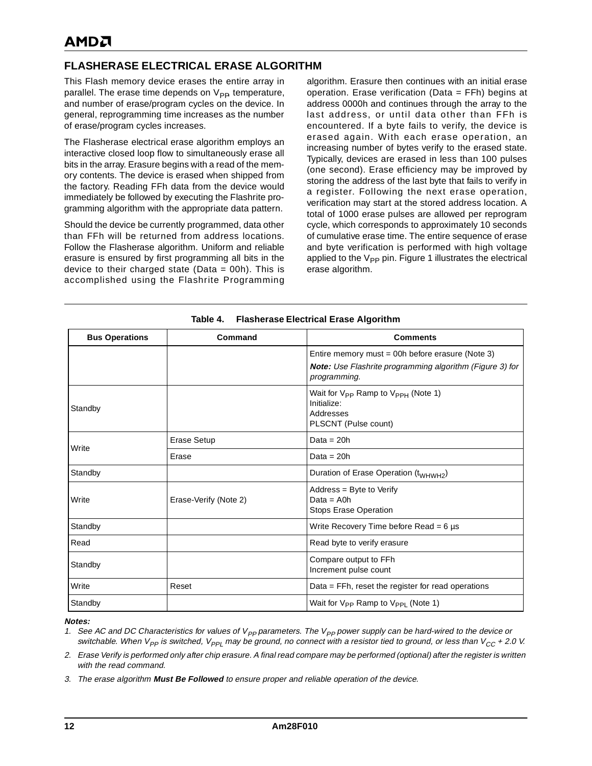## FLASHERASE ELECTRICAL ERASE ALGORITHM

This Flash memory device erases the entire array in parallel. The erase time depends on $V_{PP}$ temperature, and number of erase/program cycles on the device. In general, reprogramming time increases as the number of erase/program cycles increases.

The Flasherase electrical erase algorithm employs an interactive closed loop flow to simultaneously erase all bits in the array. Erasure begins with a read of the memory contents. The device is erased when shipped from the factory. Reading FFh data from the device would immediately be followed by executing the Flashrite programming algorithm with the appropriate data pattern.

Should the device be currently programmed, data other than FFh will be returned from address locations. Follow the Flasherase algorithm. Uniform and reliable erasure is ensured by first programming all bits in the device to their charged state (Data = 00h). This is accomplished using the Flashrite Programming algorithm. Erasure then continues with an initial erase operation. Erase verification (Data = FFh) begins at address 0000h and continues through the array to the last address, or until data other than FFh is encountered. If a byte fails to verify, the device is erased again. With each erase operation, an increasing number of bytes verify to the erased state. Typically, devices are erased in less than 100 pulses (one second). Erase efficiency may be improved by storing the address of the last byte that fails to verify in a register. Following the next erase operation, verification may start at the stored address location. A total of 1000 erase pulses are allowed per reprogram cycle, which corresponds to approximately 10 seconds of cumulative erase time. The entire sequence of erase and byte verification is performed with high voltage applied to the $V_{PP}$ pin. Figure 1 illustrates the electrical erase algorithm.

**Table 4. Flasherase Electrical Erase Algorithm**

| Bus Operations | Command | Comments |
|---|---|---|
| | | Entire memory must = 00h before erasure (Note 3)<br>***Note:*** *Use Flashrite programming algorithm (Figure 3) for programming.* |
| Standby | | Wait for $V_{PP}$ Ramp to $V_{PPH}$ (Note 1)<br>Initialize:<br>Addresses<br>PLSCNT (Pulse count) |
| Write | Erase Setup | Data = 20h |
| | Erase | Data = 20h |
| Standby | | Duration of Erase Operation ($t_{WHWH2}$) |
| Write | Erase-Verify (Note 2) | Address = Byte to Verify<br>Data = A0h<br>Stops Erase Operation |
| Standby | | Write Recovery Time before Read = 6 µs |
| Read | | Read byte to verify erasure |
| Standby | | Compare output to FFh<br>Increment pulse count |
| Write | Reset | Data = FFh, reset the register for read operations |
| Standby | | Wait for $V_{PP}$ Ramp to $V_{PPL}$ (Note 1) |

***Notes:***

1. *See AC and DC Characteristics for values of $V_{PP}$ parameters. The $V_{PP}$ power supply can be hard-wired to the device or switchable. When $V_{PP}$ is switched, $V_{PPL}$ may be ground, no connect with a resistor tied to ground, or less than $V_{CC}$ + 2.0 V.*
2. *Erase Verify is performed only after chip erasure. A final read compare may be performed (optional) after the register is written with the read command.*
3. *The erase algorithm* ***Must Be Followed*** *to ensure proper and reliable operation of the device.*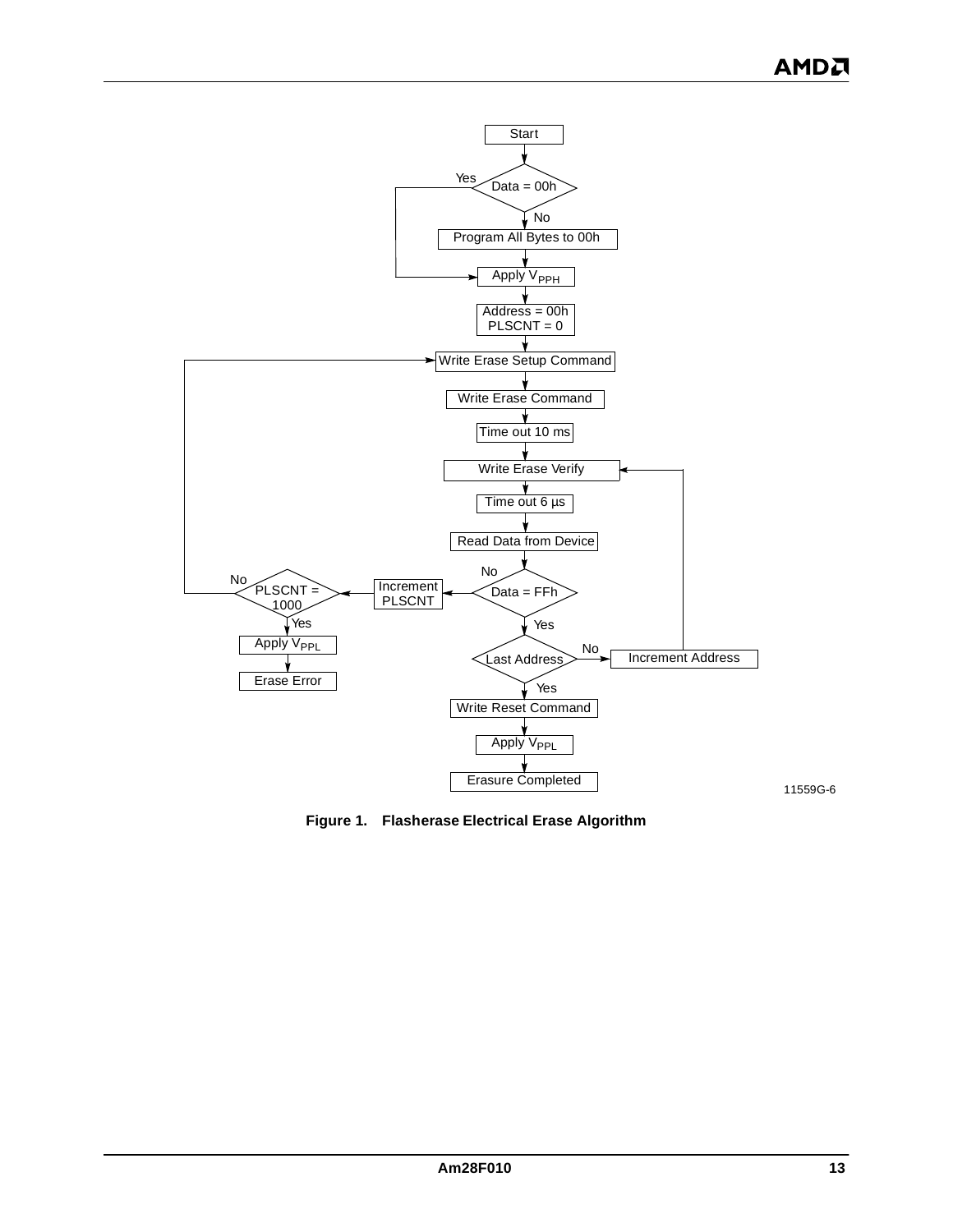Start

Data = 00h

Yes

No

Program All Bytes to 00h

Apply $V_{PPH}$

Address = 00h
PLSCNT = 0

Write Erase Setup Command

Write Erase Command

Time out 10 ms

Write Erase Verify

Time out 6 µs

Read Data from Device

Data = FFh

No

Yes

Increment PLSCNT

PLSCNT = 1000

No

Yes

Apply $V_{PPL}$

Erase Error

Last Address

No

Yes

Increment Address

Write Reset Command

Apply $V_{PPL}$

Erasure Completed

11559G-6

**Figure 1. Flasherase Electrical Erase Algorithm**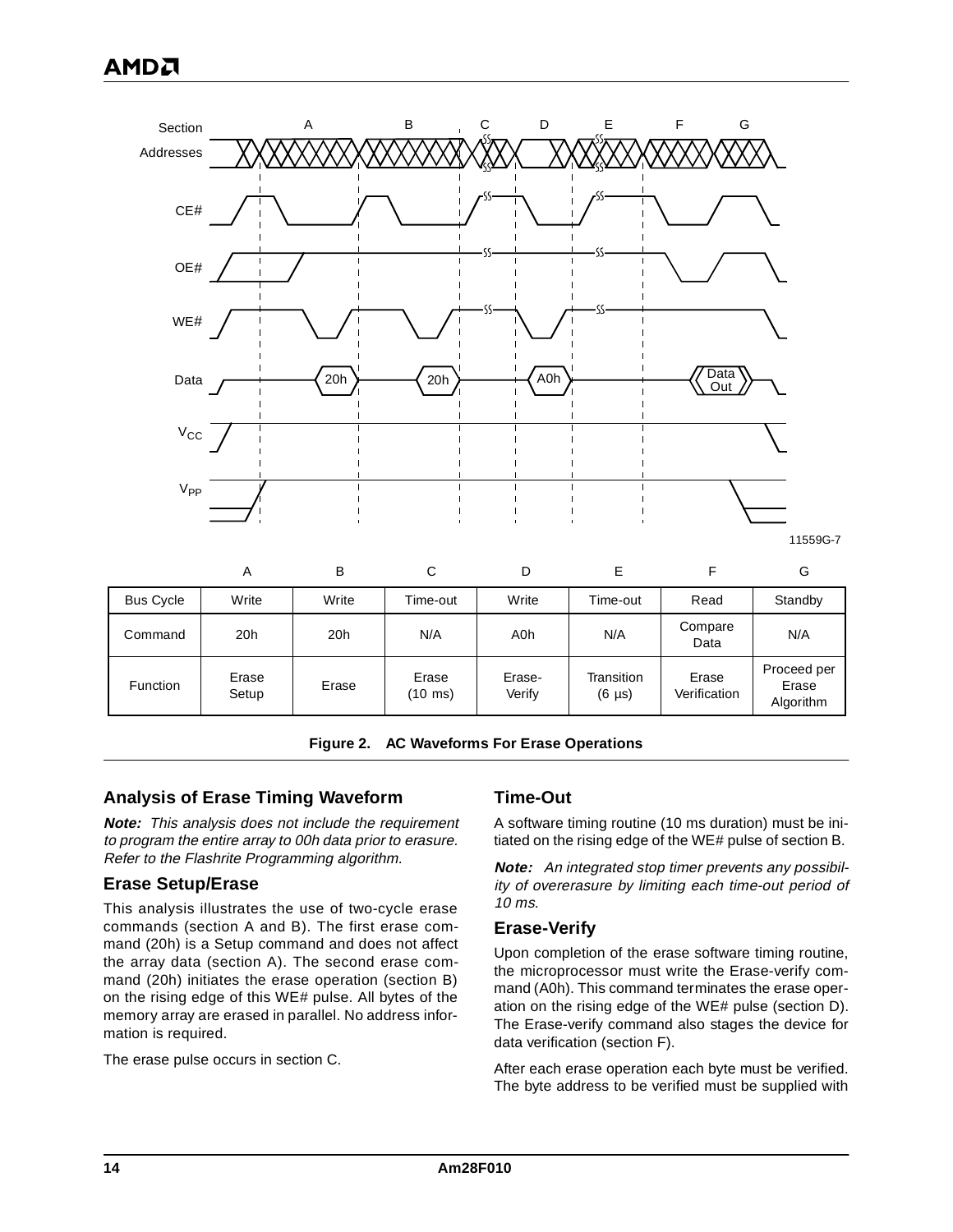Section A B C D E F G

Addresses

CE#

OE#

WE#

Data 20h 20h A0h Data Out

$V_{CC}$

$V_{PP}$

11559G-7

| | A | B | C | D | E | F | G |
|---|---|---|---|---|---|---|---|
| Bus Cycle | Write | Write | Time-out | Write | Time-out | Read | Standby |
| Command | 20h | 20h | N/A | A0h | N/A | Compare Data | N/A |
| Function | Erase Setup | Erase | Erase (10 ms) | Erase-Verify | Transition (6 µs) | Erase Verification | Proceed per Erase Algorithm |

**Figure 2. AC Waveforms For Erase Operations**

## Analysis of Erase Timing Waveform

***Note:*** *This analysis does not include the requirement to program the entire array to 00h data prior to erasure. Refer to the Flashrite Programming algorithm.*

### Erase Setup/Erase

This analysis illustrates the use of two-cycle erase commands (section A and B). The first erase command (20h) is a Setup command and does not affect the array data (section A). The second erase command (20h) initiates the erase operation (section B) on the rising edge of this WE# pulse. All bytes of the memory array are erased in parallel. No address information is required.

The erase pulse occurs in section C.

### Time-Out

A software timing routine (10 ms duration) must be initiated on the rising edge of the WE# pulse of section B.

***Note:*** *An integrated stop timer prevents any possibility of overerasure by limiting each time-out period of 10 ms.*

### Erase-Verify

Upon completion of the erase software timing routine, the microprocessor must write the Erase-verify command (A0h). This command terminates the erase operation on the rising edge of the WE# pulse (section D). The Erase-verify command also stages the device for data verification (section F).

After each erase operation each byte must be verified. The byte address to be verified must be supplied with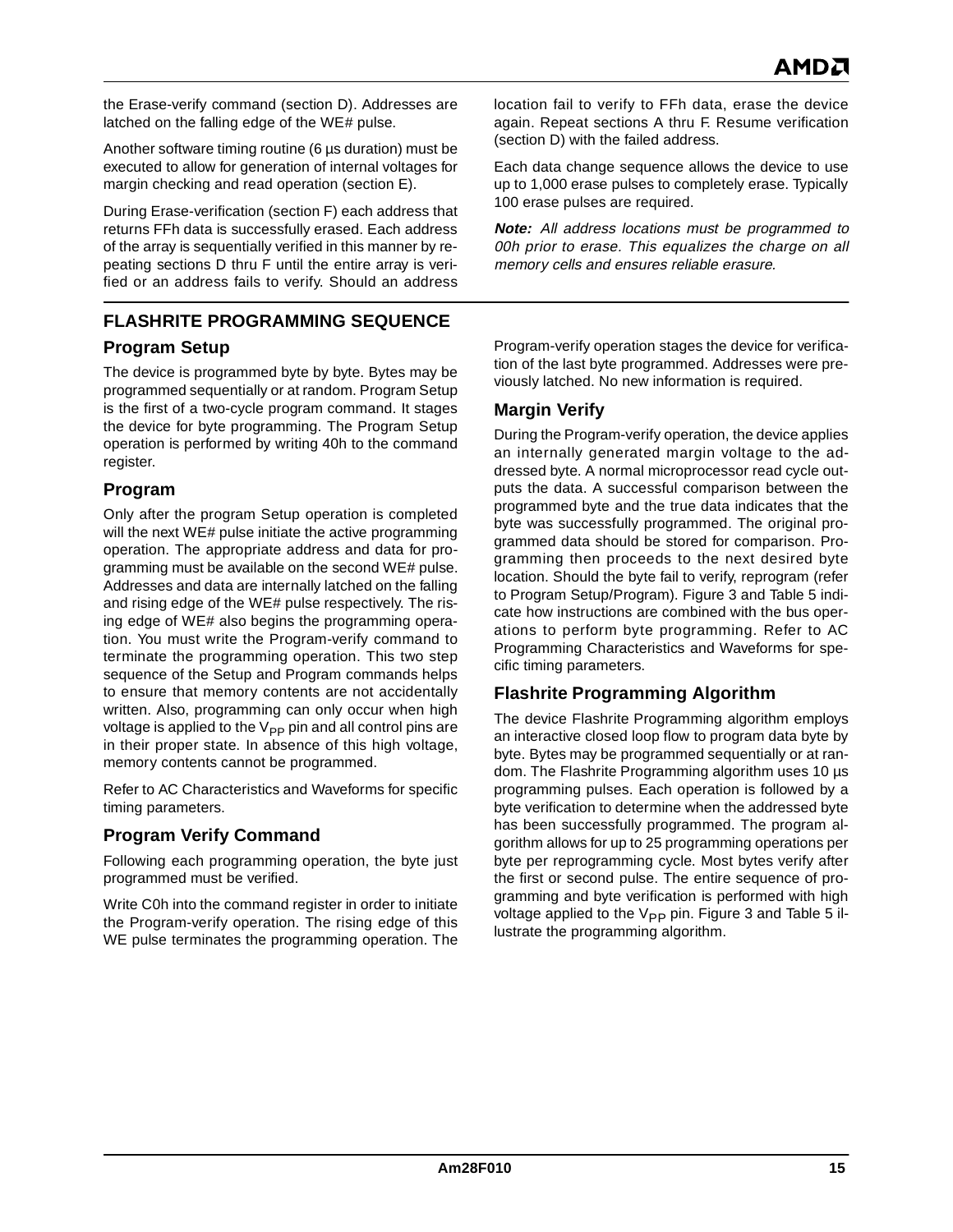the Erase-verify command (section D). Addresses are latched on the falling edge of the WE# pulse.

Another software timing routine (6 µs duration) must be executed to allow for generation of internal voltages for margin checking and read operation (section E).

During Erase-verification (section F) each address that returns FFh data is successfully erased. Each address of the array is sequentially verified in this manner by repeating sections D thru F until the entire array is verified or an address fails to verify. Should an address location fail to verify to FFh data, erase the device again. Repeat sections A thru F. Resume verification (section D) with the failed address.

Each data change sequence allows the device to use up to 1,000 erase pulses to completely erase. Typically 100 erase pulses are required.

***Note:*** *All address locations must be programmed to 00h prior to erase. This equalizes the charge on all memory cells and ensures reliable erasure.*

## FLASHRITE PROGRAMMING SEQUENCE

### Program Setup

The device is programmed byte by byte. Bytes may be programmed sequentially or at random. Program Setup is the first of a two-cycle program command. It stages the device for byte programming. The Program Setup operation is performed by writing 40h to the command register.

### Program

Only after the program Setup operation is completed will the next WE# pulse initiate the active programming operation. The appropriate address and data for programming must be available on the second WE# pulse. Addresses and data are internally latched on the falling and rising edge of the WE# pulse respectively. The rising edge of WE# also begins the programming operation. You must write the Program-verify command to terminate the programming operation. This two step sequence of the Setup and Program commands helps to ensure that memory contents are not accidentally written. Also, programming can only occur when high voltage is applied to the $V_{PP}$ pin and all control pins are in their proper state. In absence of this high voltage, memory contents cannot be programmed.

Refer to AC Characteristics and Waveforms for specific timing parameters.

### Program Verify Command

Following each programming operation, the byte just programmed must be verified.

Write C0h into the command register in order to initiate the Program-verify operation. The rising edge of this WE pulse terminates the programming operation. The Program-verify operation stages the device for verification of the last byte programmed. Addresses were previously latched. No new information is required.

### Margin Verify

During the Program-verify operation, the device applies an internally generated margin voltage to the addressed byte. A normal microprocessor read cycle outputs the data. A successful comparison between the programmed byte and the true data indicates that the byte was successfully programmed. The original programmed data should be stored for comparison. Programming then proceeds to the next desired byte location. Should the byte fail to verify, reprogram (refer to Program Setup/Program). Figure 3 and Table 5 indicate how instructions are combined with the bus operations to perform byte programming. Refer to AC Programming Characteristics and Waveforms for specific timing parameters.

### Flashrite Programming Algorithm

The device Flashrite Programming algorithm employs an interactive closed loop flow to program data byte by byte. Bytes may be programmed sequentially or at random. The Flashrite Programming algorithm uses 10 µs programming pulses. Each operation is followed by a byte verification to determine when the addressed byte has been successfully programmed. The program algorithm allows for up to 25 programming operations per byte per reprogramming cycle. Most bytes verify after the first or second pulse. The entire sequence of programming and byte verification is performed with high voltage applied to the $V_{PP}$ pin. Figure 3 and Table 5 illustrate the programming algorithm.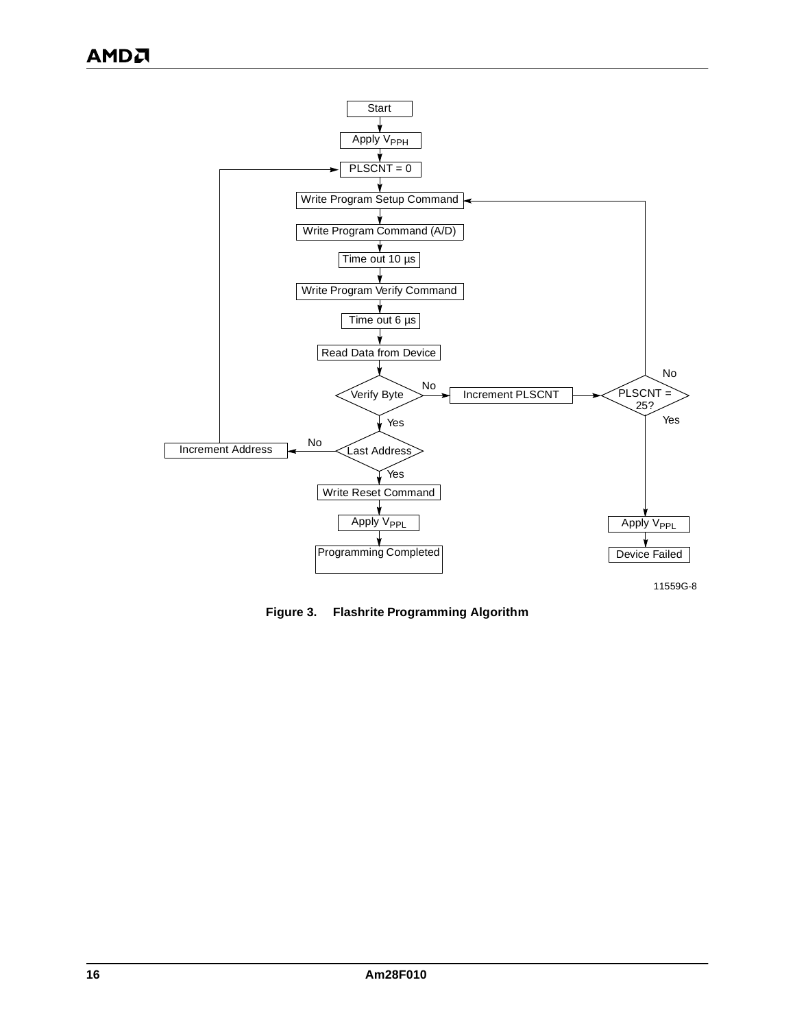Start

Apply $V_{PPH}$

PLSCNT = 0

Write Program Setup Command

Write Program Command (A/D)

Time out 10 µs

Write Program Verify Command

Time out 6 µs

Read Data from Device

Verify Byte

No

Increment PLSCNT

PLSCNT = 25?

No

Yes

Yes

Last Address

No

Increment Address

Yes

Write Reset Command

Apply $V_{PPL}$

Programming Completed

Apply $V_{PPL}$

Device Failed

11559G-8

**Figure 3. Flashrite Programming Algorithm**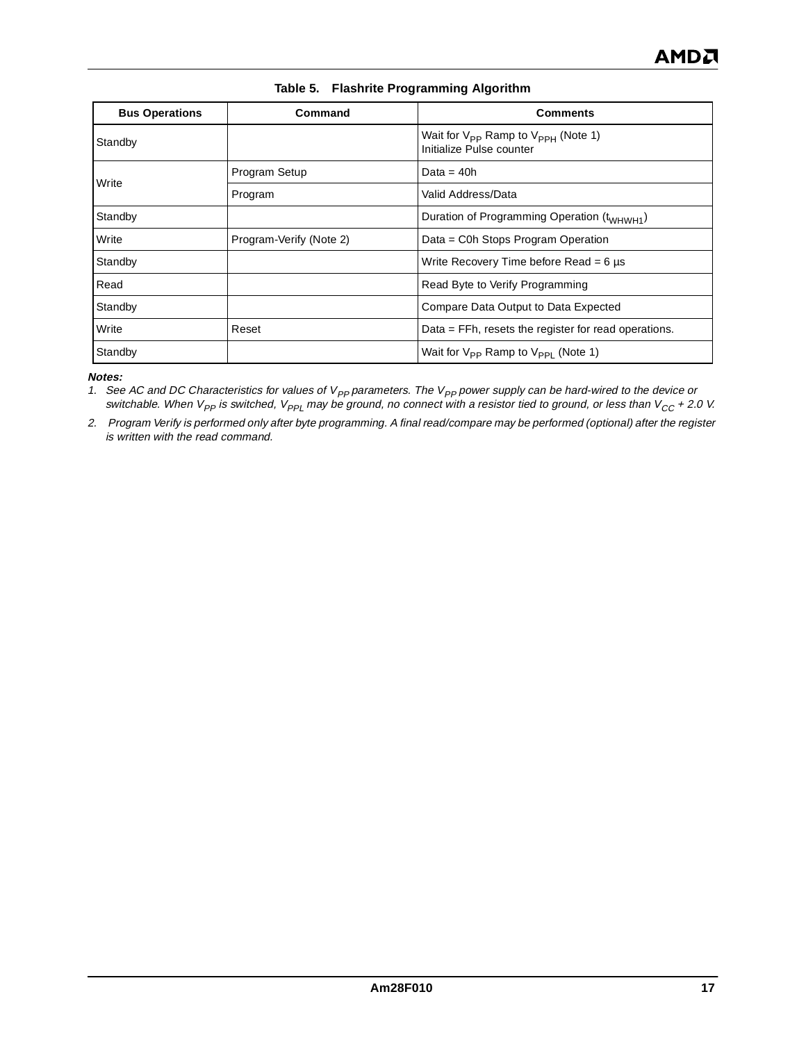**Table 5. Flashrite Programming Algorithm**

| Bus Operations | Command | Comments |
|---|---|---|
| Standby | | Wait for $V_{PP}$ Ramp to $V_{PPH}$ (Note 1)<br>Initialize Pulse counter |
| Write | Program Setup | Data = 40h |
| | Program | Valid Address/Data |
| Standby | | Duration of Programming Operation ($t_{WHWH1}$) |
| Write | Program-Verify (Note 2) | Data = C0h Stops Program Operation |
| Standby | | Write Recovery Time before Read = 6 µs |
| Read | | Read Byte to Verify Programming |
| Standby | | Compare Data Output to Data Expected |
| Write | Reset | Data = FFh, resets the register for read operations. |
| Standby | | Wait for $V_{PP}$ Ramp to $V_{PPL}$ (Note 1) |

***Notes:***

1. *See AC and DC Characteristics for values of $V_{PP}$ parameters. The $V_{PP}$ power supply can be hard-wired to the device or switchable. When $V_{PP}$ is switched, $V_{PPL}$ may be ground, no connect with a resistor tied to ground, or less than $V_{CC}$ + 2.0 V.*
2. *Program Verify is performed only after byte programming. A final read/compare may be performed (optional) after the register is written with the read command.*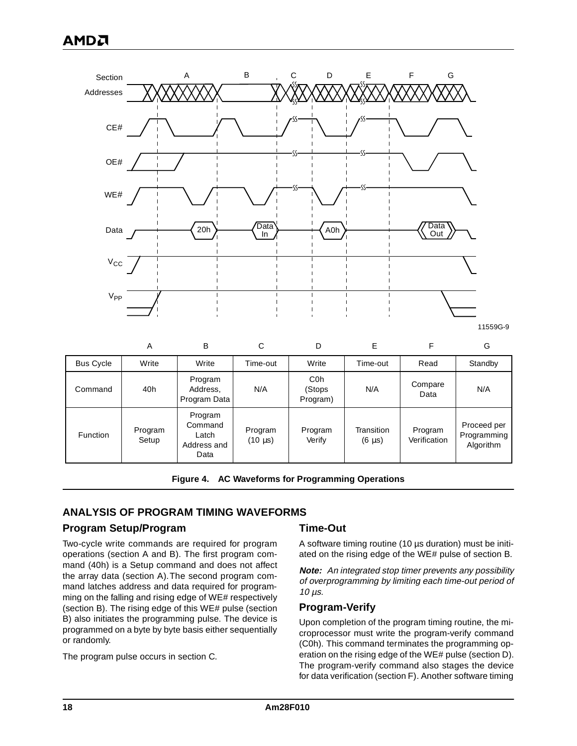Section A B C D E F G

Addresses

CE#

OE#

WE#

Data 20h Data In A0h Data Out

$V_{CC}$

$V_{PP}$

11559G-9

| | A | B | C | D | E | F | G |
|---|---|---|---|---|---|---|---|
| Bus Cycle | Write | Write | Time-out | Write | Time-out | Read | Standby |
| Command | 40h | Program Address, Program Data | N/A | C0h (Stops Program) | N/A | Compare Data | N/A |
| Function | Program Setup | Program Command Latch Address and Data | Program (10 µs) | Program Verify | Transition (6 µs) | Program Verification | Proceed per Programming Algorithm |

**Figure 4. AC Waveforms for Programming Operations**

## ANALYSIS OF PROGRAM TIMING WAVEFORMS

### Program Setup/Program

Two-cycle write commands are required for program operations (section A and B). The first program command (40h) is a Setup command and does not affect the array data (section A). The second program command latches address and data required for programming on the falling and rising edge of WE# respectively (section B). The rising edge of this WE# pulse (section B) also initiates the programming pulse. The device is programmed on a byte by byte basis either sequentially or randomly.

The program pulse occurs in section C.

### Time-Out

A software timing routine (10 µs duration) must be initiated on the rising edge of the WE# pulse of section B.

***Note:*** *An integrated stop timer prevents any possibility of overprogramming by limiting each time-out period of 10 µs.*

### Program-Verify

Upon completion of the program timing routine, the microprocessor must write the program-verify command (C0h). This command terminates the programming operation on the rising edge of the WE# pulse (section D). The program-verify command also stages the device for data verification (section F). Another software timing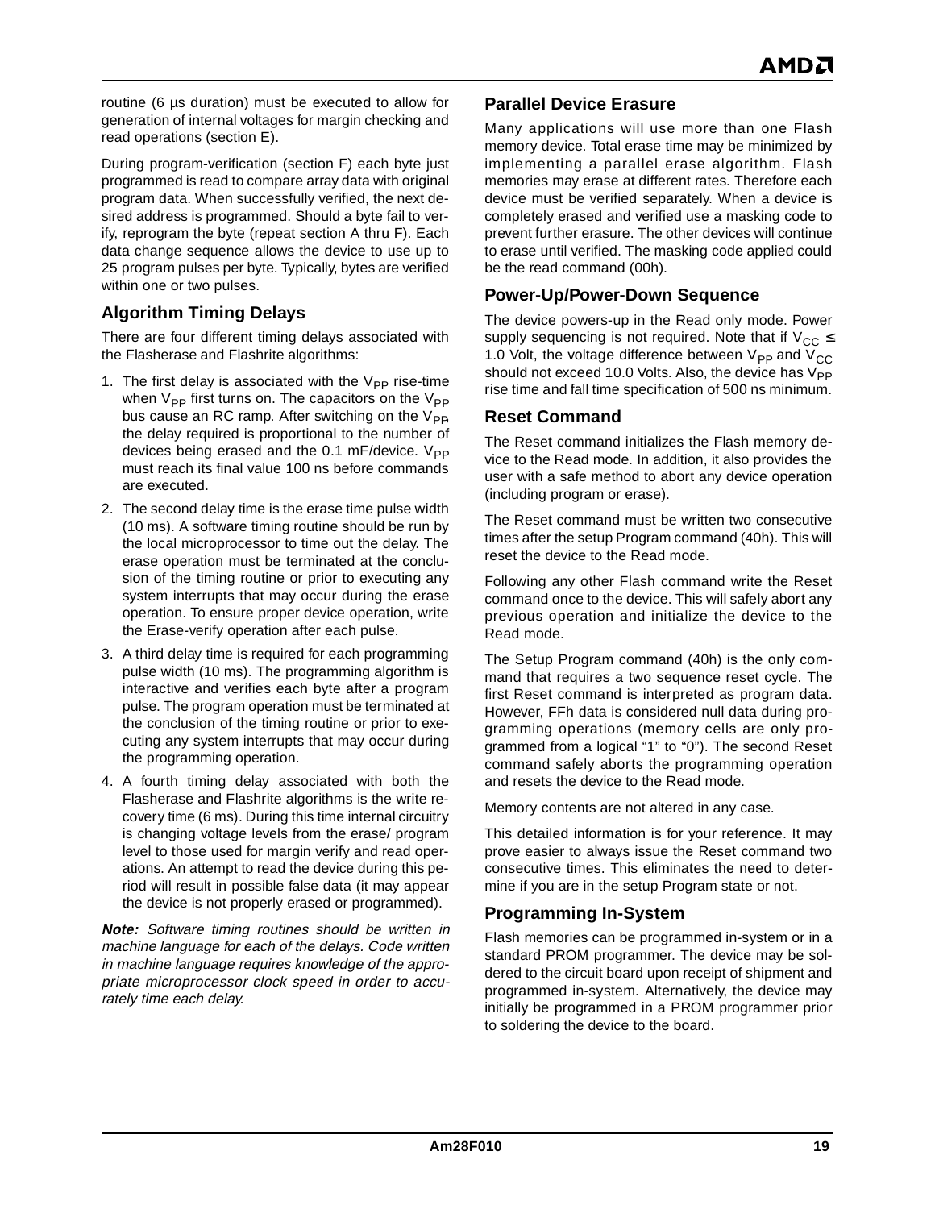routine (6 µs duration) must be executed to allow for generation of internal voltages for margin checking and read operations (section E).

During program-verification (section F) each byte just programmed is read to compare array data with original program data. When successfully verified, the next desired address is programmed. Should a byte fail to verify, reprogram the byte (repeat section A thru F). Each data change sequence allows the device to use up to 25 program pulses per byte. Typically, bytes are verified within one or two pulses.

## Algorithm Timing Delays

There are four different timing delays associated with the Flasherase and Flashrite algorithms:

1. The first delay is associated with the $V_{PP}$ rise-time when $V_{PP}$ first turns on. The capacitors on the $V_{PP}$ bus cause an RC ramp. After switching on the $V_{PP}$, the delay required is proportional to the number of devices being erased and the 0.1 mF/device. $V_{PP}$ must reach its final value 100 ns before commands are executed.
2. The second delay time is the erase time pulse width (10 ms). A software timing routine should be run by the local microprocessor to time out the delay. The erase operation must be terminated at the conclusion of the timing routine or prior to executing any system interrupts that may occur during the erase operation. To ensure proper device operation, write the Erase-verify operation after each pulse.
3. A third delay time is required for each programming pulse width (10 ms). The programming algorithm is interactive and verifies each byte after a program pulse. The program operation must be terminated at the conclusion of the timing routine or prior to executing any system interrupts that may occur during the programming operation.
4. A fourth timing delay associated with both the Flasherase and Flashrite algorithms is the write recovery time (6 ms). During this time internal circuitry is changing voltage levels from the erase/ program level to those used for margin verify and read operations. An attempt to read the device during this period will result in possible false data (it may appear the device is not properly erased or programmed).

***Note:*** *Software timing routines should be written in machine language for each of the delays. Code written in machine language requires knowledge of the appropriate microprocessor clock speed in order to accurately time each delay.*

## Parallel Device Erasure

Many applications will use more than one Flash memory device. Total erase time may be minimized by implementing a parallel erase algorithm. Flash memories may erase at different rates. Therefore each device must be verified separately. When a device is completely erased and verified use a masking code to prevent further erasure. The other devices will continue to erase until verified. The masking code applied could be the read command (00h).

## Power-Up/Power-Down Sequence

The device powers-up in the Read only mode. Power supply sequencing is not required. Note that if $V_{CC} \leq$ 1.0 Volt, the voltage difference between $V_{PP}$ and $V_{CC}$ should not exceed 10.0 Volts. Also, the device has $V_{PP}$ rise time and fall time specification of 500 ns minimum.

## Reset Command

The Reset command initializes the Flash memory device to the Read mode. In addition, it also provides the user with a safe method to abort any device operation (including program or erase).

The Reset command must be written two consecutive times after the setup Program command (40h). This will reset the device to the Read mode.

Following any other Flash command write the Reset command once to the device. This will safely abort any previous operation and initialize the device to the Read mode.

The Setup Program command (40h) is the only command that requires a two sequence reset cycle. The first Reset command is interpreted as program data. However, FFh data is considered null data during programming operations (memory cells are only programmed from a logical “1” to “0”). The second Reset command safely aborts the programming operation and resets the device to the Read mode.

Memory contents are not altered in any case.

This detailed information is for your reference. It may prove easier to always issue the Reset command two consecutive times. This eliminates the need to determine if you are in the setup Program state or not.

## Programming In-System

Flash memories can be programmed in-system or in a standard PROM programmer. The device may be soldered to the circuit board upon receipt of shipment and programmed in-system. Alternatively, the device may initially be programmed in a PROM programmer prior to soldering the device to the board.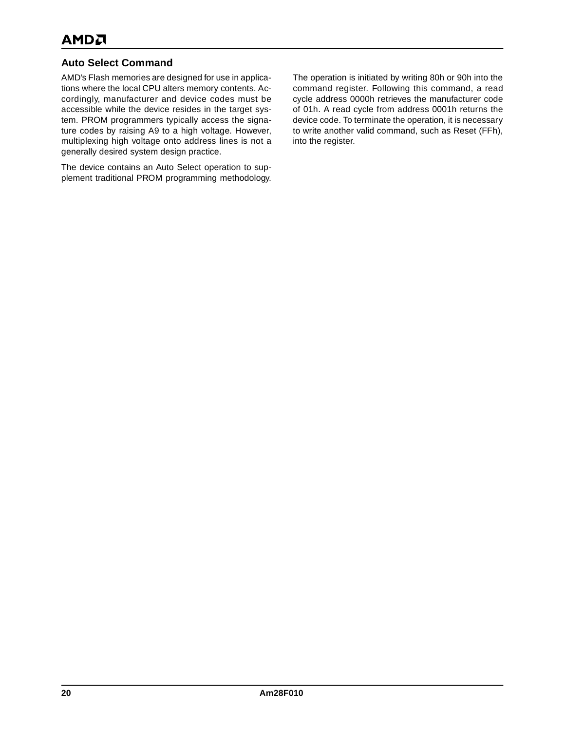## Auto Select Command

AMD's Flash memories are designed for use in applications where the local CPU alters memory contents. Accordingly, manufacturer and device codes must be accessible while the device resides in the target system. PROM programmers typically access the signature codes by raising A9 to a high voltage. However, multiplexing high voltage onto address lines is not a generally desired system design practice.

The device contains an Auto Select operation to supplement traditional PROM programming methodology. The operation is initiated by writing 80h or 90h into the command register. Following this command, a read cycle address 0000h retrieves the manufacturer code of 01h. A read cycle from address 0001h returns the device code. To terminate the operation, it is necessary to write another valid command, such as Reset (FFh), into the register.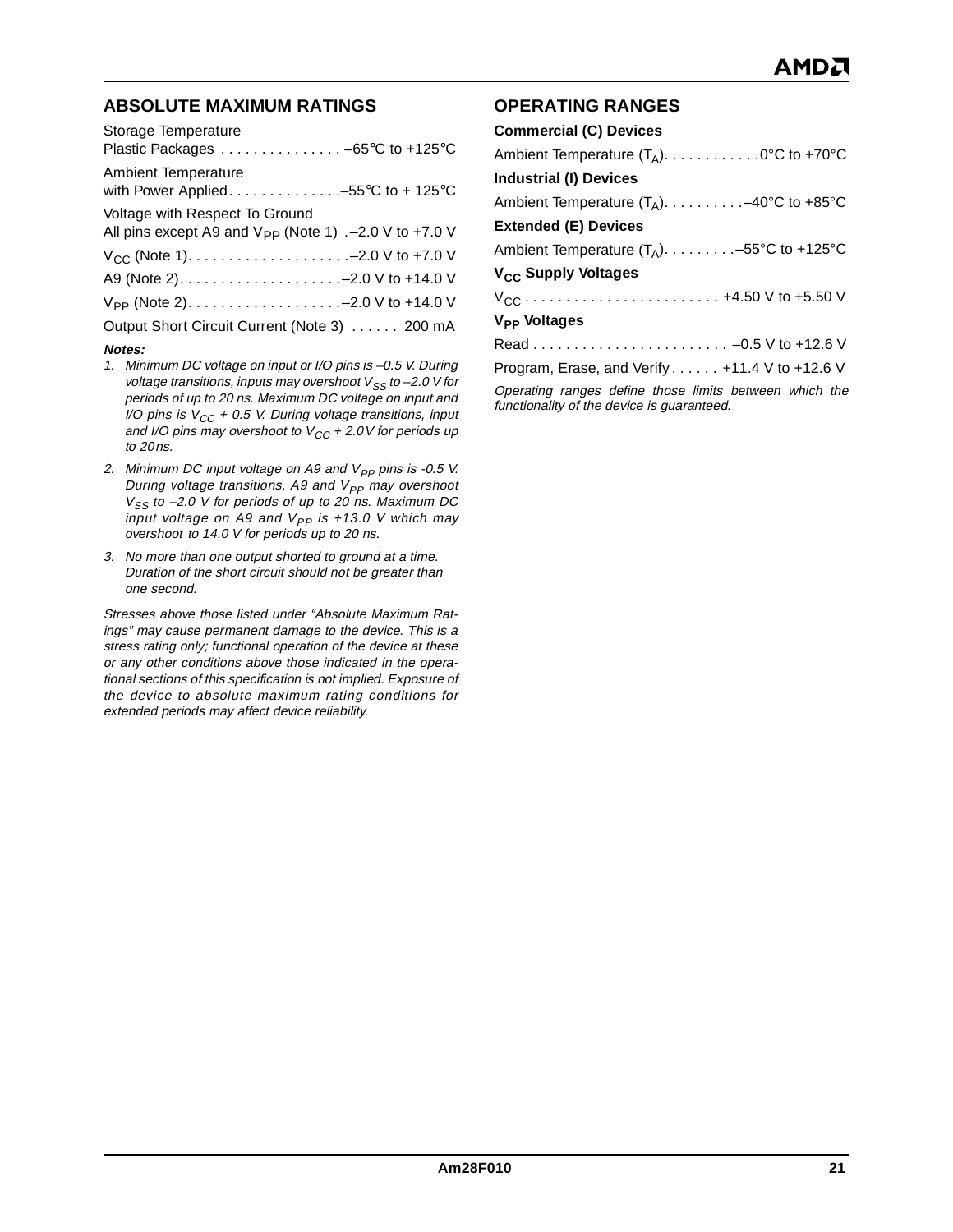## ABSOLUTE MAXIMUM RATINGS

Storage Temperature
Plastic Packages . . . . . . . . . . . . . . . –65°C to +125°C

Ambient Temperature
with Power Applied. . . . . . . . . . . . . .–55°C to + 125°C

Voltage with Respect To Ground
All pins except A9 and $V_{PP}$ (Note 1) .–2.0 V to +7.0 V

$V_{CC}$ (Note 1). . . . . . . . . . . . . . . . . . . .–2.0 V to +7.0 V

A9 (Note 2). . . . . . . . . . . . . . . . . . . .–2.0 V to +14.0 V

$V_{PP}$ (Note 2). . . . . . . . . . . . . . . . . . .–2.0 V to +14.0 V

Output Short Circuit Current (Note 3) . . . . . . 200 mA

***Notes:***

1. *Minimum DC voltage on input or I/O pins is –0.5 V. During voltage transitions, inputs may overshoot $V_{SS}$ to –2.0 V for periods of up to 20 ns. Maximum DC voltage on input and I/O pins is $V_{CC}$ + 0.5 V. During voltage transitions, input and I/O pins may overshoot to $V_{CC}$ + 2.0V for periods up to 20ns.*
2. *Minimum DC input voltage on A9 and $V_{PP}$ pins is -0.5 V. During voltage transitions, A9 and $V_{PP}$ may overshoot $V_{SS}$ to –2.0 V for periods of up to 20 ns. Maximum DC input voltage on A9 and $V_{PP}$ is +13.0 V which may overshoot to 14.0 V for periods up to 20 ns.*
3. *No more than one output shorted to ground at a time. Duration of the short circuit should not be greater than one second.*

*Stresses above those listed under “Absolute Maximum Ratings” may cause permanent damage to the device. This is a stress rating only; functional operation of the device at these or any other conditions above those indicated in the operational sections of this specification is not implied. Exposure of the device to absolute maximum rating conditions for extended periods may affect device reliability.*

## OPERATING RANGES

**Commercial (C) Devices**

Ambient Temperature ($T_A$). . . . . . . . . . . .0°C to +70°C

**Industrial (I) Devices**

Ambient Temperature ($T_A$). . . . . . . . . .–40°C to +85°C

**Extended (E) Devices**

Ambient Temperature ($T_A$). . . . . . . . .–55°C to +125°C

**$V_{CC}$ Supply Voltages**

$V_{CC}$ . . . . . . . . . . . . . . . . . . . . . . . . +4.50 V to +5.50 V

**$V_{PP}$ Voltages**

Read . . . . . . . . . . . . . . . . . . . . . . . . –0.5 V to +12.6 V

Program, Erase, and Verify . . . . . . +11.4 V to +12.6 V

*Operating ranges define those limits between which the functionality of the device is guaranteed.*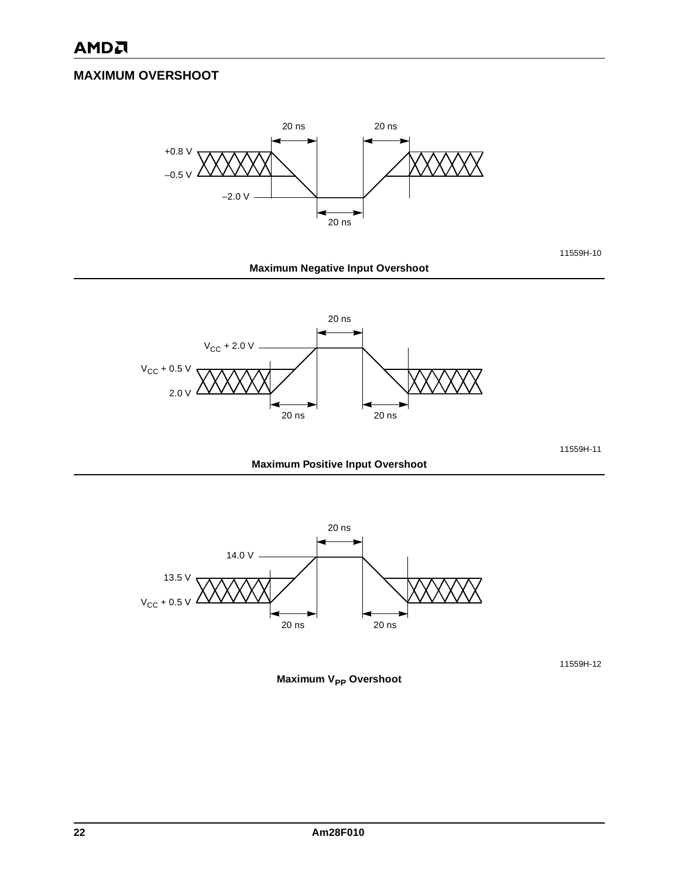## MAXIMUM OVERSHOOT

20 ns
20 ns
+0.8 V
–0.5 V
–2.0 V
20 ns

11559H-10

**Maximum Negative Input Overshoot**

20 ns
$V_{CC}$ + 2.0 V
$V_{CC}$ + 0.5 V
2.0 V
20 ns
20 ns

11559H-11

**Maximum Positive Input Overshoot**

20 ns
14.0 V
13.5 V
$V_{CC}$ + 0.5 V
20 ns
20 ns

11559H-12

**Maximum $V_{PP}$ Overshoot**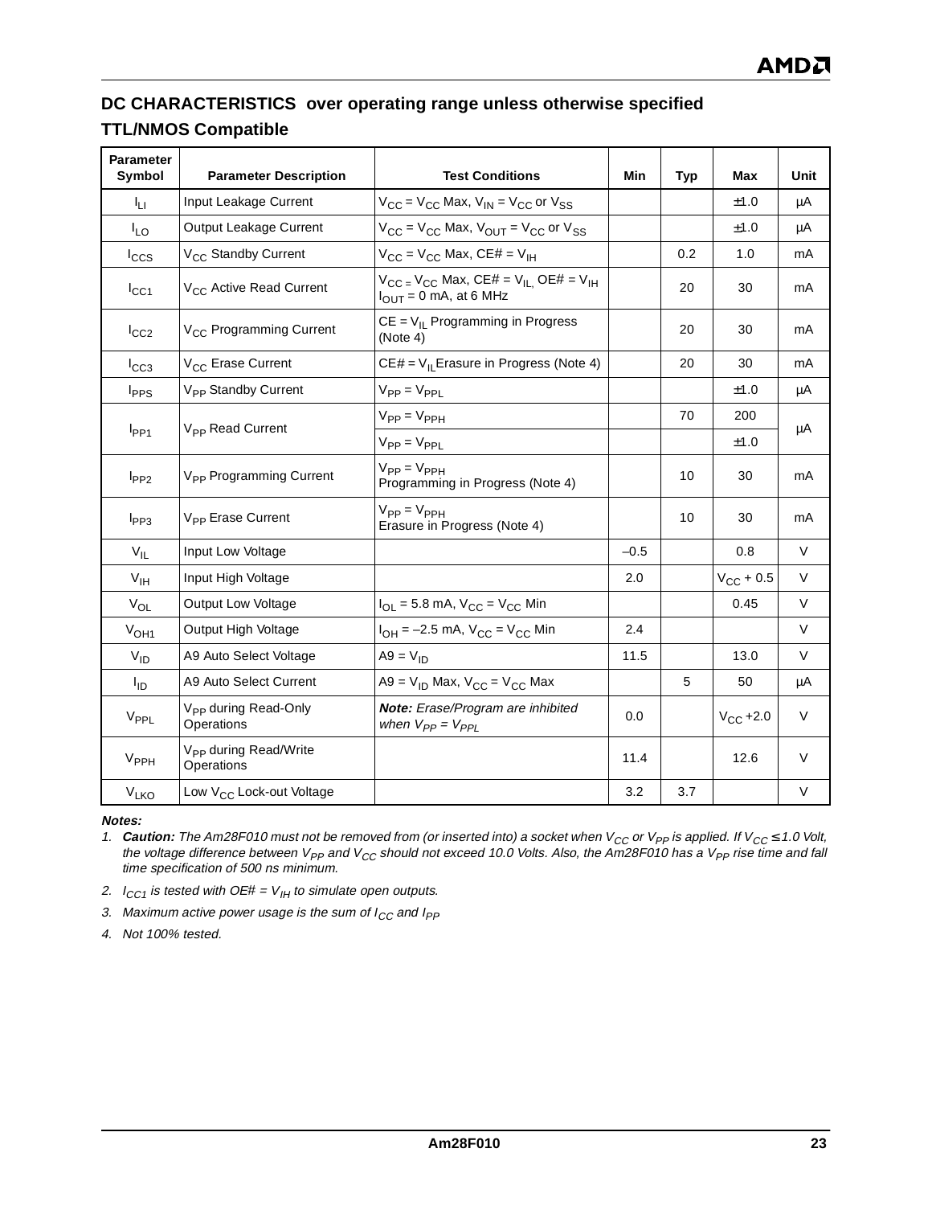## DC CHARACTERISTICS over operating range unless otherwise specified

### TTL/NMOS Compatible

| Parameter Symbol | Parameter Description | Test Conditions | Min | Typ | Max | Unit |
|---|---|---|---|---|---|---|
| $I_{LI}$ | Input Leakage Current | $V_{CC} = V_{CC}$ Max, $V_{IN} = V_{CC}$ or $V_{SS}$ | | | ±1.0 | µA |
| $I_{LO}$ | Output Leakage Current | $V_{CC} = V_{CC}$ Max, $V_{OUT} = V_{CC}$ or $V_{SS}$ | | | ±1.0 | µA |
| $I_{CCS}$ | $V_{CC}$ Standby Current | $V_{CC} = V_{CC}$ Max, CE# = $V_{IH}$ | | 0.2 | 1.0 | mA |
| $I_{CC1}$ | $V_{CC}$ Active Read Current | $V_{CC} = V_{CC}$ Max, CE# = $V_{IL}$, OE# = $V_{IH}$ $I_{OUT}$ = 0 mA, at 6 MHz | | 20 | 30 | mA |
| $I_{CC2}$ | $V_{CC}$ Programming Current | CE = $V_{IL}$ Programming in Progress (Note 4) | | 20 | 30 | mA |
| $I_{CC3}$ | $V_{CC}$ Erase Current | CE# = $V_{IL}$ Erasure in Progress (Note 4) | | 20 | 30 | mA |
| $I_{PPS}$ | $V_{PP}$ Standby Current | $V_{PP} = V_{PPL}$ | | | ±1.0 | µA |
| $I_{PP1}$ | $V_{PP}$ Read Current | $V_{PP} = V_{PPH}$ | | 70 | 200 | µA |
| | | $V_{PP} = V_{PPL}$ | | | ±1.0 | |
| $I_{PP2}$ | $V_{PP}$ Programming Current | $V_{PP} = V_{PPH}$ Programming in Progress (Note 4) | | 10 | 30 | mA |
| $I_{PP3}$ | $V_{PP}$ Erase Current | $V_{PP} = V_{PPH}$ Erasure in Progress (Note 4) | | 10 | 30 | mA |
| $V_{IL}$ | Input Low Voltage | | –0.5 | | 0.8 | V |
| $V_{IH}$ | Input High Voltage | | 2.0 | | $V_{CC}$ + 0.5 | V |
| $V_{OL}$ | Output Low Voltage | $I_{OL}$ = 5.8 mA, $V_{CC} = V_{CC}$ Min | | | 0.45 | V |
| $V_{OH1}$ | Output High Voltage | $I_{OH}$ = –2.5 mA, $V_{CC} = V_{CC}$ Min | 2.4 | | | V |
| $V_{ID}$ | A9 Auto Select Voltage | A9 = $V_{ID}$ | 11.5 | | 13.0 | V |
| $I_{ID}$ | A9 Auto Select Current | A9 = $V_{ID}$ Max, $V_{CC} = V_{CC}$ Max | | 5 | 50 | µA |
| $V_{PPL}$ | $V_{PP}$ during Read-Only Operations | ***Note:*** *Erase/Program are inhibited when $V_{PP} = V_{PPL}$* | 0.0 | | $V_{CC}$ +2.0 | V |
| $V_{PPH}$ | $V_{PP}$ during Read/Write Operations | | 11.4 | | 12.6 | V |
| $V_{LKO}$ | Low $V_{CC}$ Lock-out Voltage | | 3.2 | 3.7 | | V |

***Notes:***

1. ***Caution:*** *The Am28F010 must not be removed from (or inserted into) a socket when $V_{CC}$ or $V_{PP}$ is applied. If $V_{CC} \leq 1.0$ Volt, the voltage difference between $V_{PP}$ and $V_{CC}$ should not exceed 10.0 Volts. Also, the Am28F010 has a $V_{PP}$ rise time and fall time specification of 500 ns minimum.*
2. *$I_{CC1}$ is tested with OE# = $V_{IH}$ to simulate open outputs.*
3. *Maximum active power usage is the sum of $I_{CC}$ and $I_{PP}$*
4. *Not 100% tested.*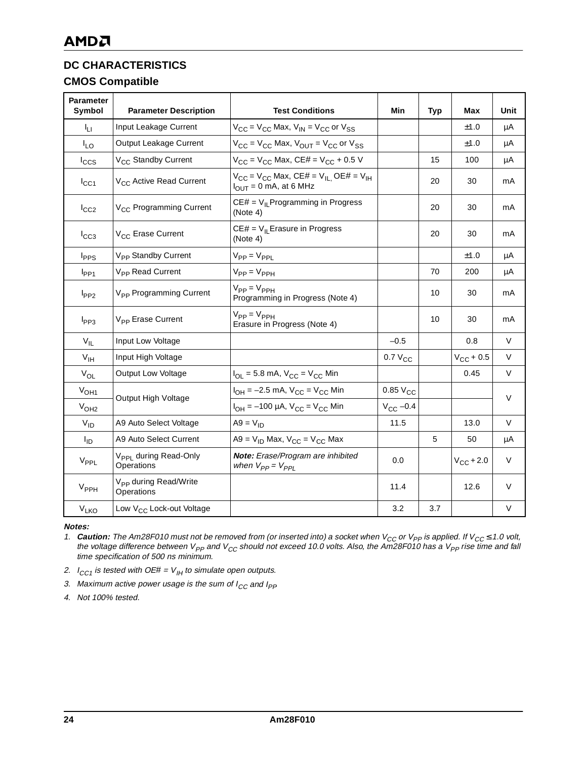## DC CHARACTERISTICS

### CMOS Compatible

| Parameter Symbol | Parameter Description | Test Conditions | Min | Typ | Max | Unit |
|---|---|---|---|---|---|---|
| $I_{LI}$ | Input Leakage Current | $V_{CC} = V_{CC}$ Max, $V_{IN} = V_{CC}$ or $V_{SS}$ | | | ±1.0 | µA |
| $I_{LO}$ | Output Leakage Current | $V_{CC} = V_{CC}$ Max, $V_{OUT} = V_{CC}$ or $V_{SS}$ | | | ±1.0 | µA |
| $I_{CCS}$ | $V_{CC}$ Standby Current | $V_{CC} = V_{CC}$ Max, CE# = $V_{CC}$ + 0.5 V | | 15 | 100 | µA |
| $I_{CC1}$ | $V_{CC}$ Active Read Current | $V_{CC} = V_{CC}$ Max, CE# = $V_{IL}$, OE# = $V_{IH}$ $I_{OUT}$ = 0 mA, at 6 MHz | | 20 | 30 | mA |
| $I_{CC2}$ | $V_{CC}$ Programming Current | CE# = $V_{IL}$ Programming in Progress (Note 4) | | 20 | 30 | mA |
| $I_{CC3}$ | $V_{CC}$ Erase Current | CE# = $V_{IL}$ Erasure in Progress (Note 4) | | 20 | 30 | mA |
| $I_{PPS}$ | $V_{PP}$ Standby Current | $V_{PP} = V_{PPL}$ | | | ±1.0 | µA |
| $I_{PP1}$ | $V_{PP}$ Read Current | $V_{PP} = V_{PPH}$ | | 70 | 200 | µA |
| $I_{PP2}$ | $V_{PP}$ Programming Current | $V_{PP} = V_{PPH}$ Programming in Progress (Note 4) | | 10 | 30 | mA |
| $I_{PP3}$ | $V_{PP}$ Erase Current | $V_{PP} = V_{PPH}$ Erasure in Progress (Note 4) | | 10 | 30 | mA |
| $V_{IL}$ | Input Low Voltage | | –0.5 | | 0.8 | V |
| $V_{IH}$ | Input High Voltage | | 0.7 $V_{CC}$ | | $V_{CC}$ + 0.5 | V |
| $V_{OL}$ | Output Low Voltage | $I_{OL}$ = 5.8 mA, $V_{CC} = V_{CC}$ Min | | | 0.45 | V |
| $V_{OH1}$ | Output High Voltage | $I_{OH}$ = –2.5 mA, $V_{CC} = V_{CC}$ Min | 0.85 $V_{CC}$ | | | V |
| $V_{OH2}$ | | $I_{OH}$ = –100 µA, $V_{CC} = V_{CC}$ Min | $V_{CC}$ –0.4 | | | |
| $V_{ID}$ | A9 Auto Select Voltage | A9 = $V_{ID}$ | 11.5 | | 13.0 | V |
| $I_{ID}$ | A9 Auto Select Current | A9 = $V_{ID}$ Max, $V_{CC} = V_{CC}$ Max | | 5 | 50 | µA |
| $V_{PPL}$ | $V_{PPL}$ during Read-Only Operations | ***Note:*** *Erase/Program are inhibited when* $V_{PP} = V_{PPL}$ | 0.0 | | $V_{CC}$ + 2.0 | V |
| $V_{PPH}$ | $V_{PP}$ during Read/Write Operations | | 11.4 | | 12.6 | V |
| $V_{LKO}$ | Low $V_{CC}$ Lock-out Voltage | | 3.2 | 3.7 | | V |

***Notes:***

1. ***Caution:*** *The Am28F010 must not be removed from (or inserted into) a socket when* $V_{CC}$ *or* $V_{PP}$ *is applied. If* $V_{CC} \leq 1.0$ *volt, the voltage difference between* $V_{PP}$ *and* $V_{CC}$ *should not exceed 10.0 volts. Also, the Am28F010 has a* $V_{PP}$ *rise time and fall time specification of 500 ns minimum.*
2. $I_{CC1}$ *is tested with OE# =* $V_{IH}$ *to simulate open outputs.*
3. *Maximum active power usage is the sum of* $I_{CC}$ *and* $I_{PP}$
4. *Not 100% tested.*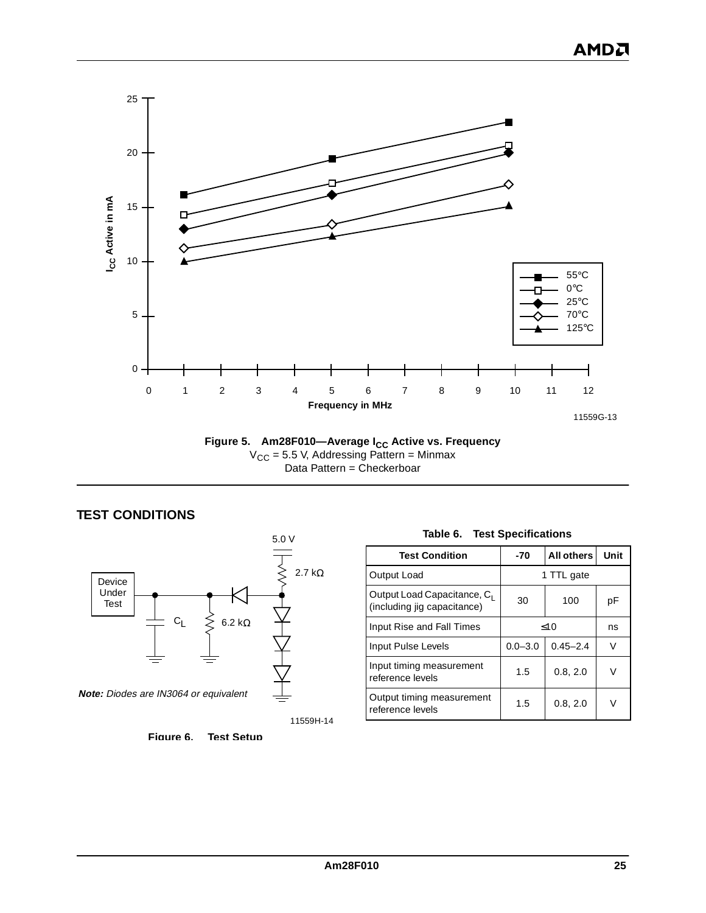25
20
15
10
5
0

$I_{CC}$ Active in mA

0 1 2 3 4 5 6 7 8 9 10 11 12

Frequency in MHz

55°C
0°C
25°C
70°C
125°C

11559G-13

**Figure 5. Am28F010—Average $I_{CC}$ Active vs. Frequency**
$V_{CC}$ = 5.5 V, Addressing Pattern = Minmax
Data Pattern = Checkerboar

## TEST CONDITIONS

5.0 V
2.7 kΩ
Device Under Test
$C_L$
6.2 kΩ

***Note:*** *Diodes are IN3064 or equivalent*

11559H-14

**Figure 6. Test Setup**

**Table 6. Test Specifications**

| Test Condition | -70 | All others | Unit |
|---|---|---|---|
| Output Load | 1 TTL gate | | |
| Output Load Capacitance, $C_L$ (including jig capacitance) | 30 | 100 | pF |
| Input Rise and Fall Times | ≤10 | | ns |
| Input Pulse Levels | 0.0–3.0 | 0.45–2.4 | V |
| Input timing measurement reference levels | 1.5 | 0.8, 2.0 | V |
| Output timing measurement reference levels | 1.5 | 0.8, 2.0 | V |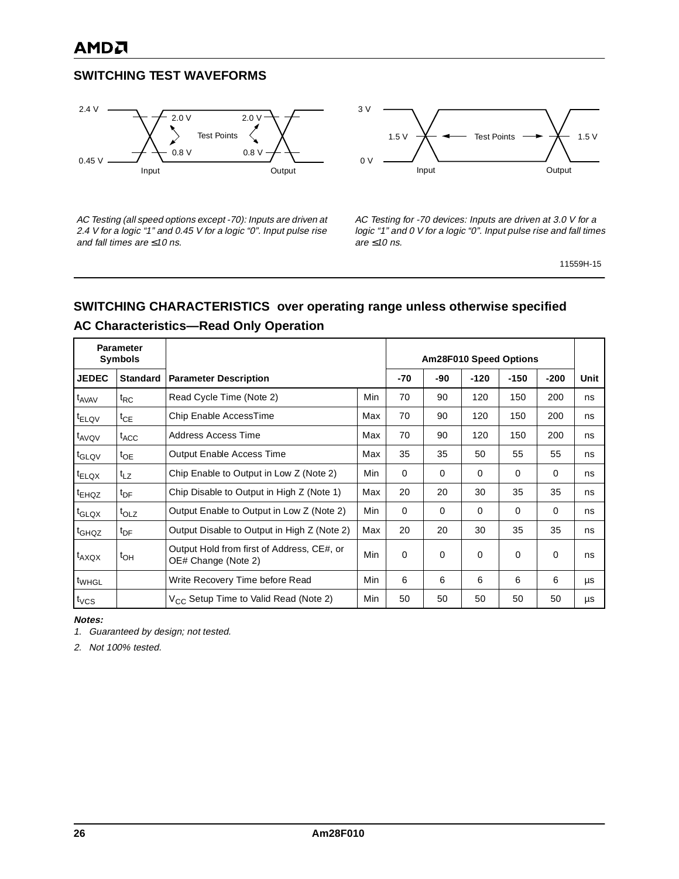## SWITCHING TEST WAVEFORMS

2.4 V
2.0 V 2.0 V
Test Points
0.8 V 0.8 V
0.45 V
Input Output

*AC Testing (all speed options except -70): Inputs are driven at 2.4 V for a logic "1" and 0.45 V for a logic "0". Input pulse rise and fall times are ≤10 ns.*

3 V
1.5 V Test Points 1.5 V
0 V
Input Output

*AC Testing for -70 devices: Inputs are driven at 3.0 V for a logic "1" and 0 V for a logic "0". Input pulse rise and fall times are ≤10 ns.*

11559H-15

## SWITCHING CHARACTERISTICS over operating range unless otherwise specified

### AC Characteristics—Read Only Operation

| Parameter Symbols | | | | Am28F010 Speed Options | | | | | |
|---|---|---|---|---|---|---|---|---|---|
| **JEDEC** | **Standard** | **Parameter Description** | | **-70** | **-90** | **-120** | **-150** | **-200** | **Unit** |
| $t_{AVAV}$ | $t_{RC}$ | Read Cycle Time (Note 2) | Min | 70 | 90 | 120 | 150 | 200 | ns |
| $t_{ELQV}$ | $t_{CE}$ | Chip Enable AccessTime | Max | 70 | 90 | 120 | 150 | 200 | ns |
| $t_{AVQV}$ | $t_{ACC}$ | Address Access Time | Max | 70 | 90 | 120 | 150 | 200 | ns |
| $t_{GLQV}$ | $t_{OE}$ | Output Enable Access Time | Max | 35 | 35 | 50 | 55 | 55 | ns |
| $t_{ELQX}$ | $t_{LZ}$ | Chip Enable to Output in Low Z (Note 2) | Min | 0 | 0 | 0 | 0 | 0 | ns |
| $t_{EHQZ}$ | $t_{DF}$ | Chip Disable to Output in High Z (Note 1) | Max | 20 | 20 | 30 | 35 | 35 | ns |
| $t_{GLQX}$ | $t_{OLZ}$ | Output Enable to Output in Low Z (Note 2) | Min | 0 | 0 | 0 | 0 | 0 | ns |
| $t_{GHQZ}$ | $t_{DF}$ | Output Disable to Output in High Z (Note 2) | Max | 20 | 20 | 30 | 35 | 35 | ns |
| $t_{AXQX}$ | $t_{OH}$ | Output Hold from first of Address, CE#, or OE# Change (Note 2) | Min | 0 | 0 | 0 | 0 | 0 | ns |
| $t_{WHGL}$ | | Write Recovery Time before Read | Min | 6 | 6 | 6 | 6 | 6 | µs |
| $t_{VCS}$ | | $V_{CC}$ Setup Time to Valid Read (Note 2) | Min | 50 | 50 | 50 | 50 | 50 | µs |

***Notes:***

1. *Guaranteed by design; not tested.*
2. *Not 100% tested.*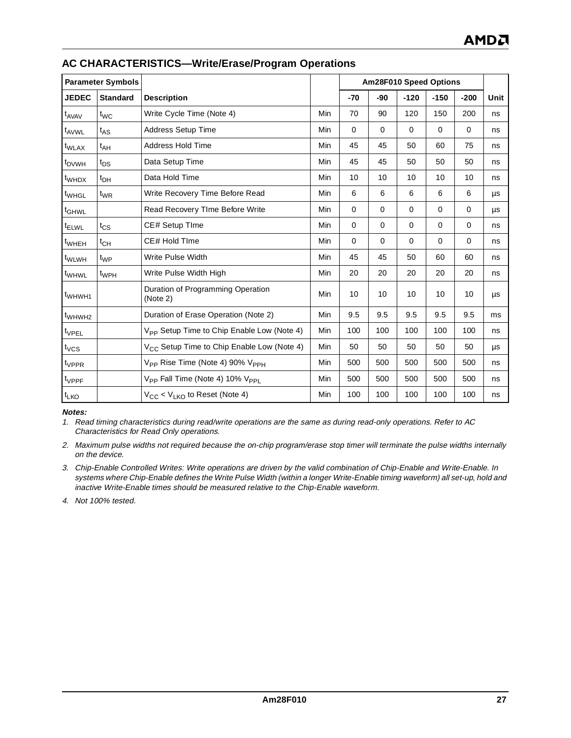## AC CHARACTERISTICS—Write/Erase/Program Operations

| Parameter Symbols | | | | Am28F010 Speed Options | | | | | |
|---|---|---|---|---|---|---|---|---|---|
| JEDEC | Standard | Description | | -70 | -90 | -120 | -150 | -200 | Unit |
| $t_{AVAV}$ | $t_{WC}$ | Write Cycle Time (Note 4) | Min | 70 | 90 | 120 | 150 | 200 | ns |
| $t_{AVWL}$ | $t_{AS}$ | Address Setup Time | Min | 0 | 0 | 0 | 0 | 0 | ns |
| $t_{WLAX}$ | $t_{AH}$ | Address Hold Time | Min | 45 | 45 | 50 | 60 | 75 | ns |
| $t_{DVWH}$ | $t_{DS}$ | Data Setup Time | Min | 45 | 45 | 50 | 50 | 50 | ns |
| $t_{WHDX}$ | $t_{DH}$ | Data Hold Time | Min | 10 | 10 | 10 | 10 | 10 | ns |
| $t_{WHGL}$ | $t_{WR}$ | Write Recovery Time Before Read | Min | 6 | 6 | 6 | 6 | 6 | µs |
| $t_{GHWL}$ | | Read Recovery TIme Before Write | Min | 0 | 0 | 0 | 0 | 0 | µs |
| $t_{ELWL}$ | $t_{CS}$ | CE# Setup TIme | Min | 0 | 0 | 0 | 0 | 0 | ns |
| $t_{WHEH}$ | $t_{CH}$ | CE# Hold TIme | Min | 0 | 0 | 0 | 0 | 0 | ns |
| $t_{WLWH}$ | $t_{WP}$ | Write Pulse Width | Min | 45 | 45 | 50 | 60 | 60 | ns |
| $t_{WHWL}$ | $t_{WPH}$ | Write Pulse Width High | Min | 20 | 20 | 20 | 20 | 20 | ns |
| $t_{WHWH1}$ | | Duration of Programming Operation (Note 2) | Min | 10 | 10 | 10 | 10 | 10 | µs |
| $t_{WHWH2}$ | | Duration of Erase Operation (Note 2) | Min | 9.5 | 9.5 | 9.5 | 9.5 | 9.5 | ms |
| $t_{VPEL}$ | | $V_{PP}$ Setup Time to Chip Enable Low (Note 4) | Min | 100 | 100 | 100 | 100 | 100 | ns |
| $t_{VCS}$ | | $V_{CC}$ Setup Time to Chip Enable Low (Note 4) | Min | 50 | 50 | 50 | 50 | 50 | µs |
| $t_{VPPR}$ | | $V_{PP}$ Rise Time (Note 4) 90% $V_{PPH}$ | Min | 500 | 500 | 500 | 500 | 500 | ns |
| $t_{VPPF}$ | | $V_{PP}$ Fall Time (Note 4) 10% $V_{PPL}$ | Min | 500 | 500 | 500 | 500 | 500 | ns |
| $t_{LKO}$ | | $V_{CC} < V_{LKO}$ to Reset (Note 4) | Min | 100 | 100 | 100 | 100 | 100 | ns |

***Notes:***

1. *Read timing characteristics during read/write operations are the same as during read-only operations. Refer to AC Characteristics for Read Only operations.*
2. *Maximum pulse widths not required because the on-chip program/erase stop timer will terminate the pulse widths internally on the device.*
3. *Chip-Enable Controlled Writes: Write operations are driven by the valid combination of Chip-Enable and Write-Enable. In systems where Chip-Enable defines the Write Pulse Width (within a longer Write-Enable timing waveform) all set-up, hold and inactive Write-Enable times should be measured relative to the Chip-Enable waveform.*
4. *Not 100% tested.*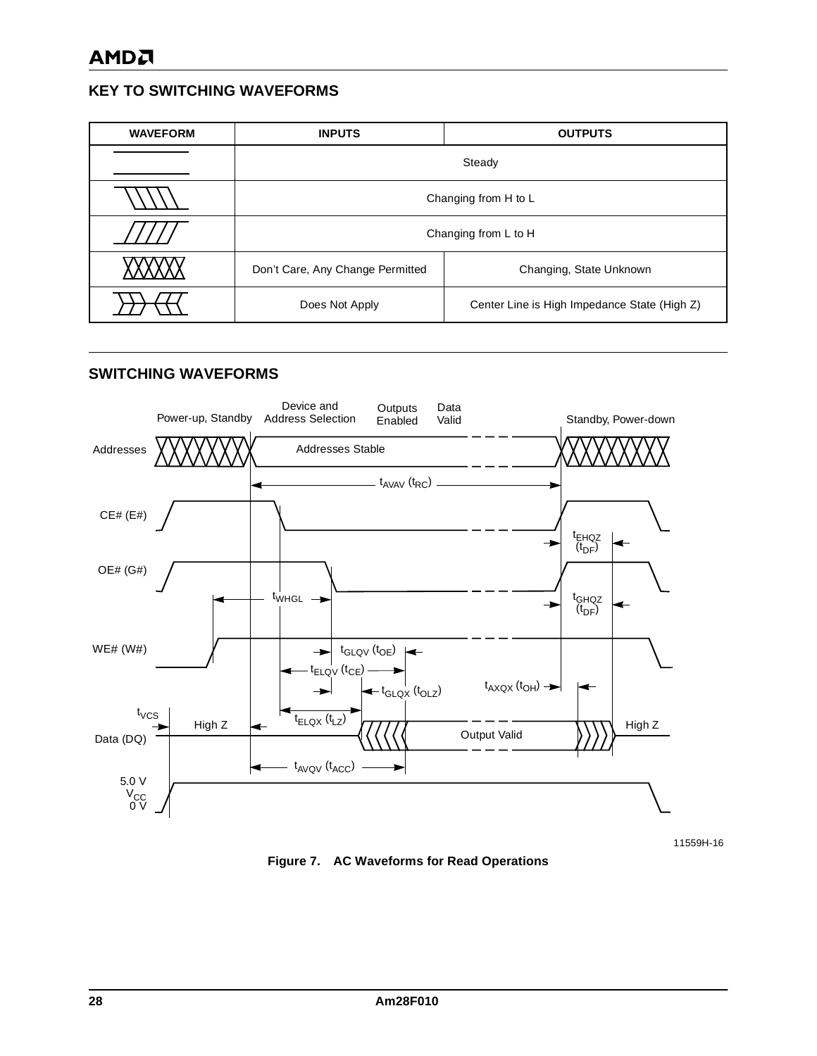## KEY TO SWITCHING WAVEFORMS

| WAVEFORM | INPUTS | OUTPUTS |
|---|---|---|
| | Steady | |
| | Changing from H to L | |
| | Changing from L to H | |
| | Don't Care, Any Change Permitted | Changing, State Unknown |
| | Does Not Apply | Center Line is High Impedance State (High Z) |

## SWITCHING WAVEFORMS

Power-up, Standby
Device and Address Selection
Outputs Enabled
Data Valid
Standby, Power-down
Addresses
Addresses Stable
$t_{AVAV}$ ($t_{RC}$)
CE# (E#)
$t_{EHQZ}$ ($t_{DF}$)
OE# (G#)
$t_{WHGL}$
$t_{GHQZ}$ ($t_{DF}$)
WE# (W#)
$t_{GLQV}$ ($t_{OE}$)
$t_{ELQV}$ ($t_{CE}$)
$t_{GLQX}$ ($t_{OLZ}$)
$t_{AXQX}$ ($t_{OH}$)
$t_{VCS}$
$t_{ELQX}$ ($t_{LZ}$)
High Z
Data (DQ)
Output Valid
High Z
$t_{AVQV}$ ($t_{ACC}$)
5.0 V
$V_{CC}$
0 V

11559H-16

**Figure 7. AC Waveforms for Read Operations**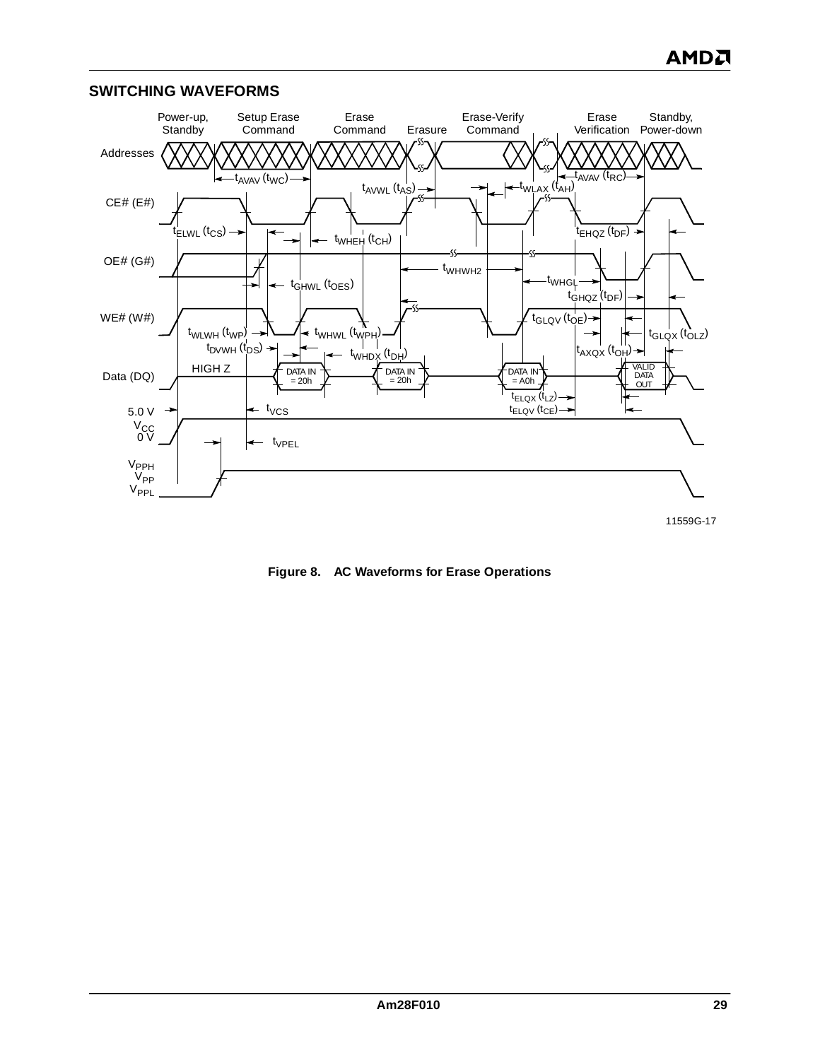## SWITCHING WAVEFORMS

Power-up, Standby

Setup Erase Command

Erase Command

Erasure

Erase-Verify Command

Erase Verification

Standby, Power-down

Addresses

$t_{AVAV}$ ($t_{WC}$)

$t_{AVWL}$ ($t_{AS}$)

$t_{WLAX}$ ($t_{AH}$)

$t_{AVAV}$ ($t_{RC}$)

CE# (E#)

$t_{ELWL}$ ($t_{CS}$)

$t_{WHEH}$ ($t_{CH}$)

$t_{EHQZ}$ ($t_{DF}$)

OE# (G#)

$t_{WHWH2}$

$t_{GHWL}$ ($t_{OES}$)

$t_{WHGL}$

$t_{GHQZ}$ ($t_{DF}$)

WE# (W#)

$t_{GLQV}$ ($t_{OE}$)

$t_{WLWH}$ ($t_{WP}$)

$t_{WHWL}$ ($t_{WPH}$)

$t_{GLQX}$ ($t_{OLZ}$)

$t_{DVWH}$ ($t_{DS}$)

$t_{WHDX}$ ($t_{DH}$)

$t_{AXQX}$ ($t_{OH}$)

HIGH Z

Data (DQ)

DATA IN = 20h

DATA IN = 20h

DATA IN = A0h

VALID DATA OUT

$t_{ELQX}$ ($t_{LZ}$)

$t_{ELQV}$ ($t_{CE}$)

5.0 V

$t_{VCS}$

$V_{CC}$

0 V

$t_{VPEL}$

$V_{PPH}$

$V_{PP}$

$V_{PPL}$

11559G-17

**Figure 8. AC Waveforms for Erase Operations**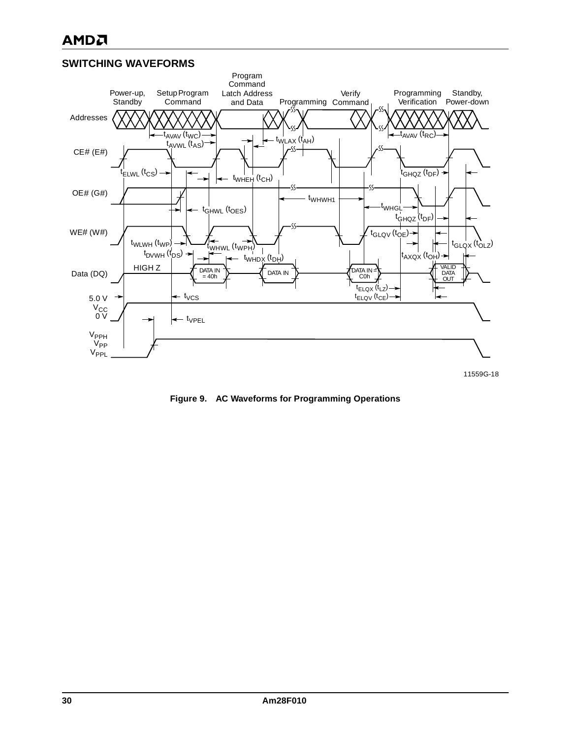## SWITCHING WAVEFORMS

Power-up, Standby

Setup Program Command

Program Command Latch Address and Data

Programming

Verify Command

Programming Verification

Standby, Power-down

Addresses

$t_{AVAV}$ ($t_{WC}$)

$t_{AVWL}$ ($t_{AS}$)

$t_{WLAX}$ ($t_{AH}$)

$t_{AVAV}$ ($t_{RC}$)

CE# (E#)

$t_{ELWL}$ ($t_{CS}$)

$t_{WHEH}$ ($t_{CH}$)

$t_{GHQZ}$ ($t_{DF}$)

OE# (G#)

$t_{WHWH1}$

$t_{WHGL}$

$t_{GHWL}$ ($t_{OES}$)

$t_{GHQZ}$ ($t_{DF}$)

WE# (W#)

$t_{GLQV}$ ($t_{OE}$)

$t_{WLWH}$ ($t_{WP}$)

$t_{WHWL}$ ($t_{WPH}$)

$t_{GLQX}$ ($t_{OLZ}$)

$t_{DVWH}$ ($t_{DS}$)

$t_{WHDX}$ ($t_{DH}$)

$t_{AXQX}$ ($t_{OH}$)

HIGH Z

Data (DQ)

DATA IN = 40h

DATA IN

DATA IN = C0h

VALID DATA OUT

$t_{ELQX}$ ($t_{LZ}$)

$t_{ELQV}$ ($t_{CE}$)

5.0 V

$V_{CC}$

0 V

$t_{VCS}$

$t_{VPEL}$

$V_{PPH}$

$V_{PP}$

$V_{PPL}$

11559G-18

**Figure 9. AC Waveforms for Programming Operations**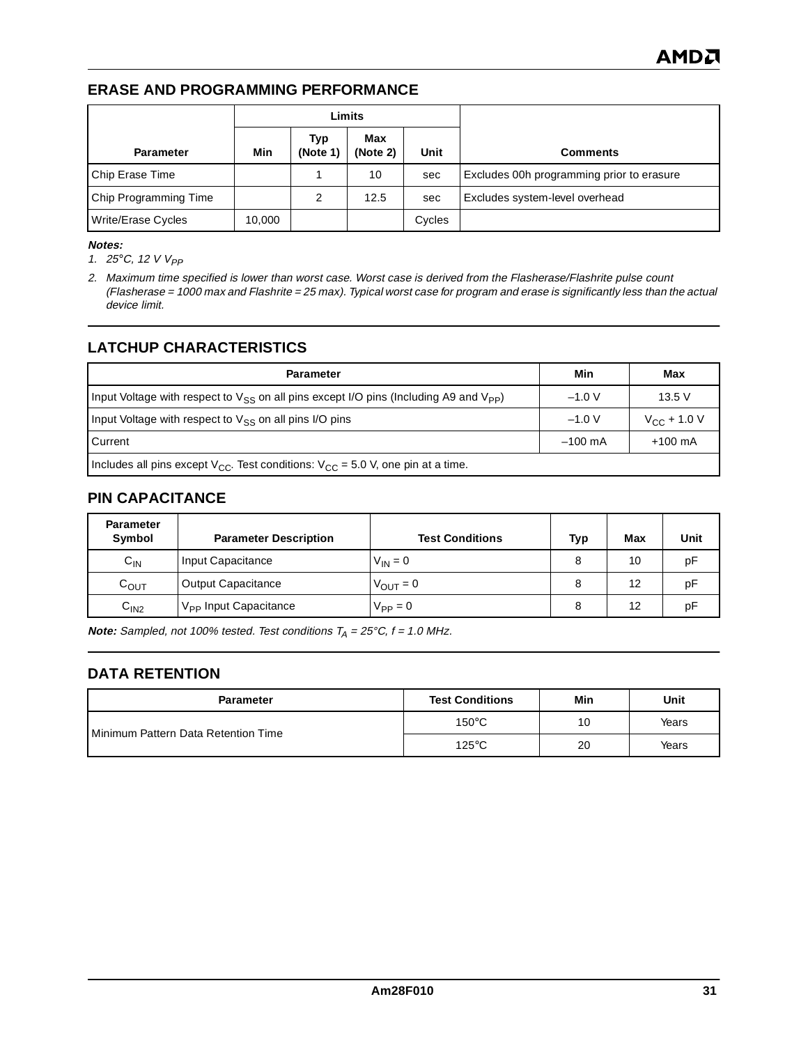## ERASE AND PROGRAMMING PERFORMANCE

| Parameter | Limits | | | | Comments |
|---|---|---|---|---|---|
| | Min | Typ (Note 1) | Max (Note 2) | Unit | |
| Chip Erase Time | | 1 | 10 | sec | Excludes 00h programming prior to erasure |
| Chip Programming Time | | 2 | 12.5 | sec | Excludes system-level overhead |
| Write/Erase Cycles | 10,000 | | | Cycles | |

***Notes:***

1. *25°C, 12 V $V_{PP}$*
2. *Maximum time specified is lower than worst case. Worst case is derived from the Flasherase/Flashrite pulse count (Flasherase = 1000 max and Flashrite = 25 max). Typical worst case for program and erase is significantly less than the actual device limit.*

## LATCHUP CHARACTERISTICS

| Parameter | Min | Max |
|---|---|---|
| Input Voltage with respect to $V_{SS}$ on all pins except I/O pins (Including A9 and $V_{PP}$) | –1.0 V | 13.5 V |
| Input Voltage with respect to $V_{SS}$ on all pins I/O pins | –1.0 V | $V_{CC}$ + 1.0 V |
| Current | –100 mA | +100 mA |
| Includes all pins except $V_{CC}$. Test conditions: $V_{CC}$ = 5.0 V, one pin at a time. | | |

## PIN CAPACITANCE

| Parameter Symbol | Parameter Description | Test Conditions | Typ | Max | Unit |
|---|---|---|---|---|---|
| $C_{IN}$ | Input Capacitance | $V_{IN} = 0$ | 8 | 10 | pF |
| $C_{OUT}$ | Output Capacitance | $V_{OUT} = 0$ | 8 | 12 | pF |
| $C_{IN2}$ | $V_{PP}$ Input Capacitance | $V_{PP} = 0$ | 8 | 12 | pF |

***Note:*** *Sampled, not 100% tested. Test conditions $T_A$ = 25°C, f = 1.0 MHz.*

## DATA RETENTION

| Parameter | Test Conditions | Min | Unit |
|---|---|---|---|
| Minimum Pattern Data Retention Time | 150°C | 10 | Years |
| | 125°C | 20 | Years |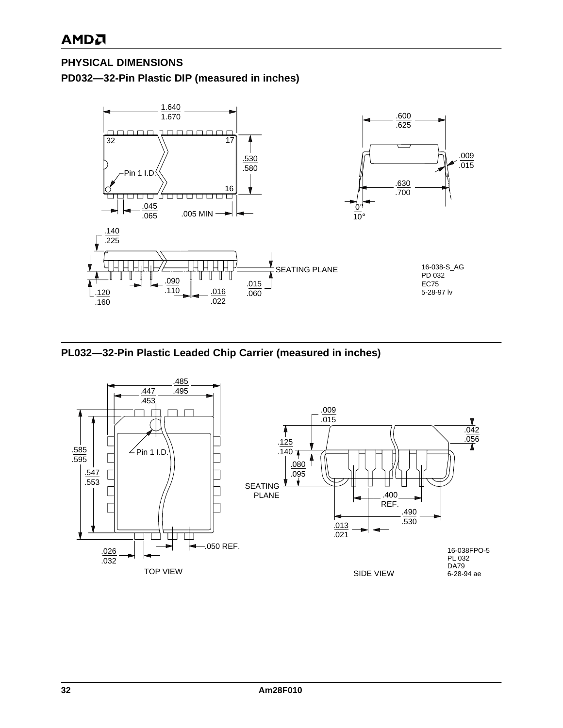## PHYSICAL DIMENSIONS

### PD032—32-Pin Plastic DIP (measured in inches)

1.640
1.670

32
17
16
Pin 1 I.D.

.530
.580

.045
.065

.005 MIN

.600
.625

.009
.015

.630
.700

0°
10°

.140
.225

SEATING PLANE

.120
.160

.090
.110

.016
.022

.015
.060

16-038-S_AG
PD 032
EC75
5-28-97 lv

### PL032—32-Pin Plastic Leaded Chip Carrier (measured in inches)

.485
.495

.447
.453

.585
.595

.547
.553

Pin 1 I.D.

.026
.032

.050 REF.

TOP VIEW

.009
.015

.125
.140

.080
.095

SEATING PLANE

.042
.056

.400 REF.

.490
.530

.013
.021

SIDE VIEW

16-038FPO-5
PL 032
DA79
6-28-94 ae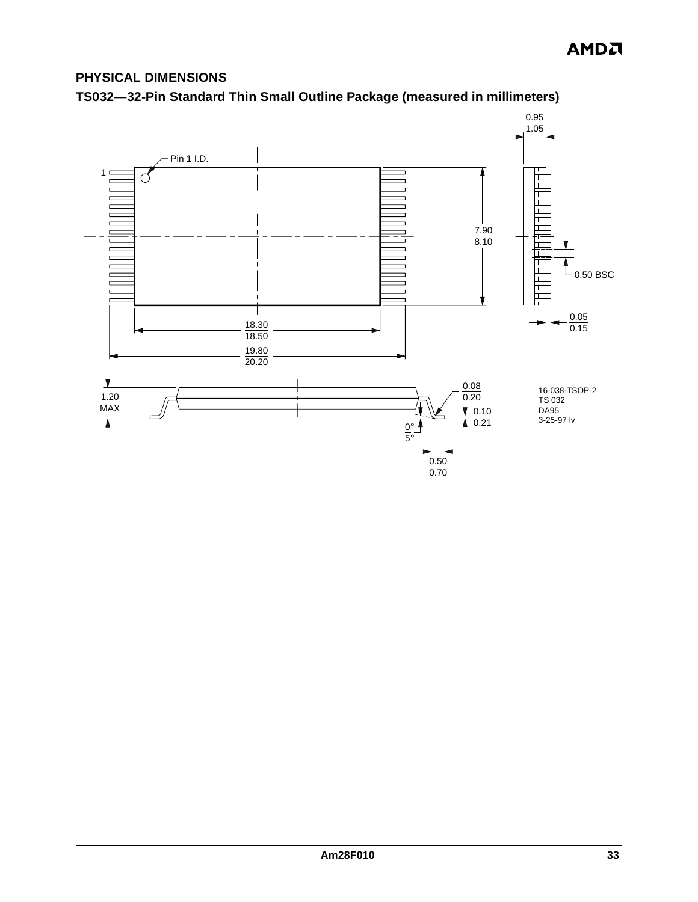## PHYSICAL DIMENSIONS

### TS032—32-Pin Standard Thin Small Outline Package (measured in millimeters)

Pin 1 I.D.

1

0.95
1.05

7.90
8.10

0.50 BSC

0.05
0.15

18.30
18.50

19.80
20.20

1.20
MAX

0.08
0.20

0.10
0.21

0°
5°

0.50
0.70

16-038-TSOP-2
TS 032
DA95
3-25-97 lv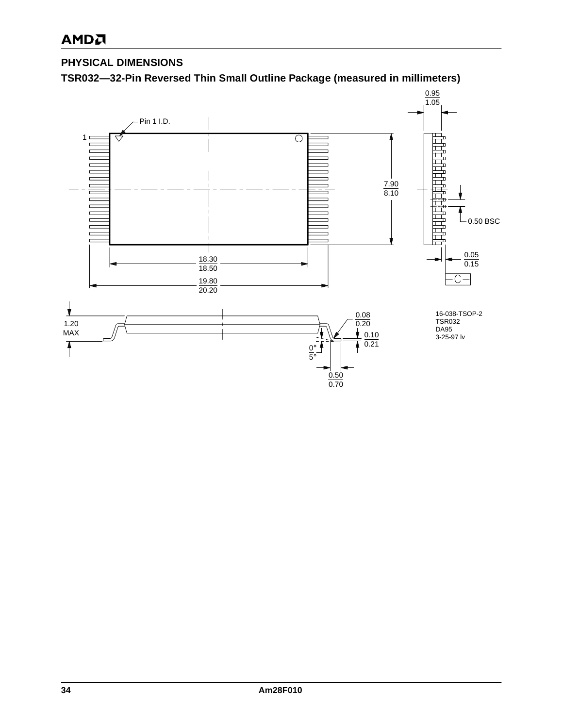## PHYSICAL DIMENSIONS

### TSR032—32-Pin Reversed Thin Small Outline Package (measured in millimeters)

Pin 1 I.D.

1

0.95
1.05

7.90
8.10

0.50 BSC

0.05
0.15

C

18.30
18.50

19.80
20.20

1.20
MAX

0.08
0.20

0.10
0.21

0°
5°

0.50
0.70

16-038-TSOP-2
TSR032
DA95
3-25-97 lv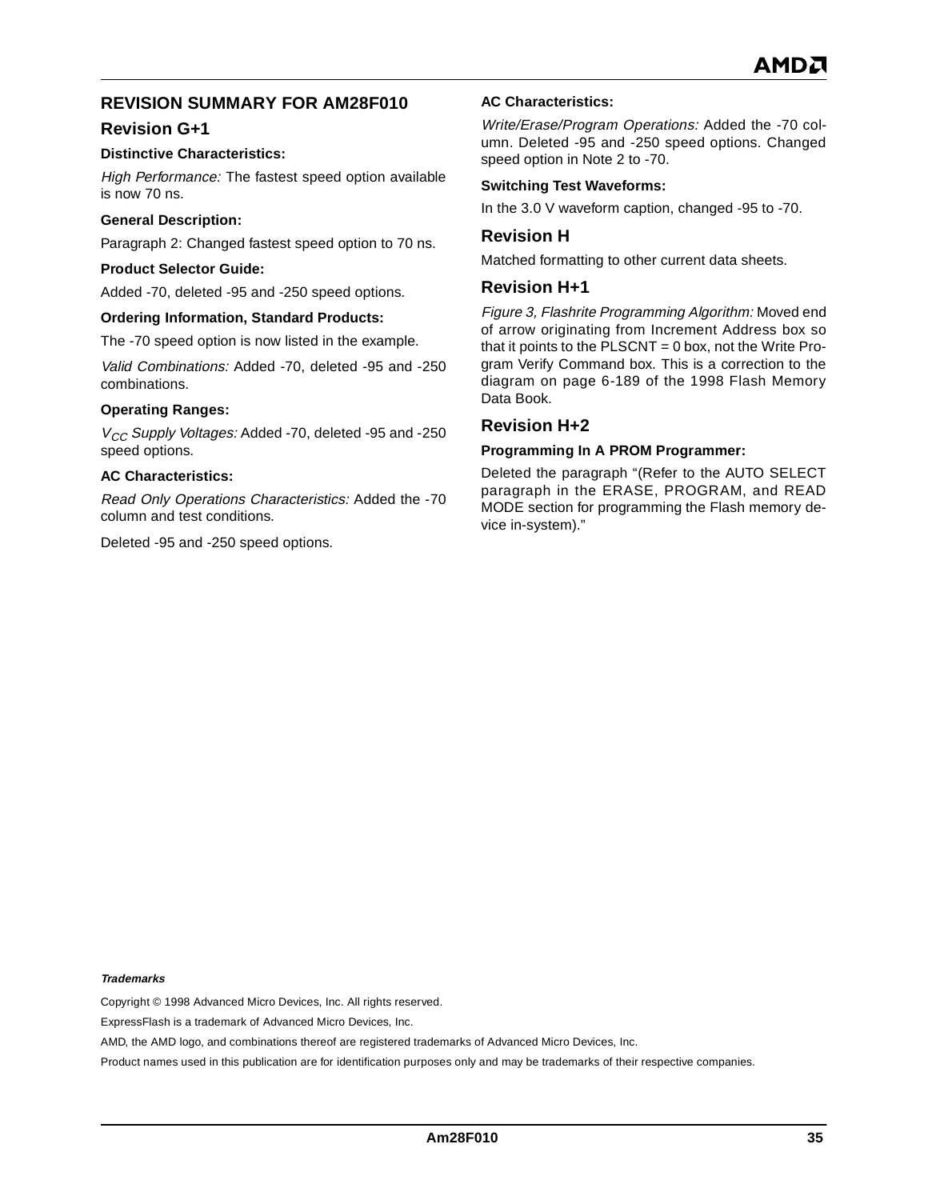## REVISION SUMMARY FOR AM28F010

### Revision G+1

**Distinctive Characteristics:**

*High Performance:* The fastest speed option available is now 70 ns.

**General Description:**

Paragraph 2: Changed fastest speed option to 70 ns.

**Product Selector Guide:**

Added -70, deleted -95 and -250 speed options.

**Ordering Information, Standard Products:**

The -70 speed option is now listed in the example.

*Valid Combinations:* Added -70, deleted -95 and -250 combinations.

**Operating Ranges:**

*$V_{CC}$ Supply Voltages:* Added -70, deleted -95 and -250 speed options.

**AC Characteristics:**

*Read Only Operations Characteristics:* Added the -70 column and test conditions.

Deleted -95 and -250 speed options.

**AC Characteristics:**

*Write/Erase/Program Operations:* Added the -70 column. Deleted -95 and -250 speed options. Changed speed option in Note 2 to -70.

**Switching Test Waveforms:**

In the 3.0 V waveform caption, changed -95 to -70.

### Revision H

Matched formatting to other current data sheets.

### Revision H+1

*Figure 3, Flashrite Programming Algorithm:* Moved end of arrow originating from Increment Address box so that it points to the PLSCNT = 0 box, not the Write Program Verify Command box. This is a correction to the diagram on page 6-189 of the 1998 Flash Memory Data Book.

### Revision H+2

**Programming In A PROM Programmer:**

Deleted the paragraph "(Refer to the AUTO SELECT paragraph in the ERASE, PROGRAM, and READ MODE section for programming the Flash memory device in-system)."

***Trademarks***

Copyright © 1998 Advanced Micro Devices, Inc. All rights reserved.

ExpressFlash is a trademark of Advanced Micro Devices, Inc.

AMD, the AMD logo, and combinations thereof are registered trademarks of Advanced Micro Devices, Inc.

Product names used in this publication are for identification purposes only and may be trademarks of their respective companies.